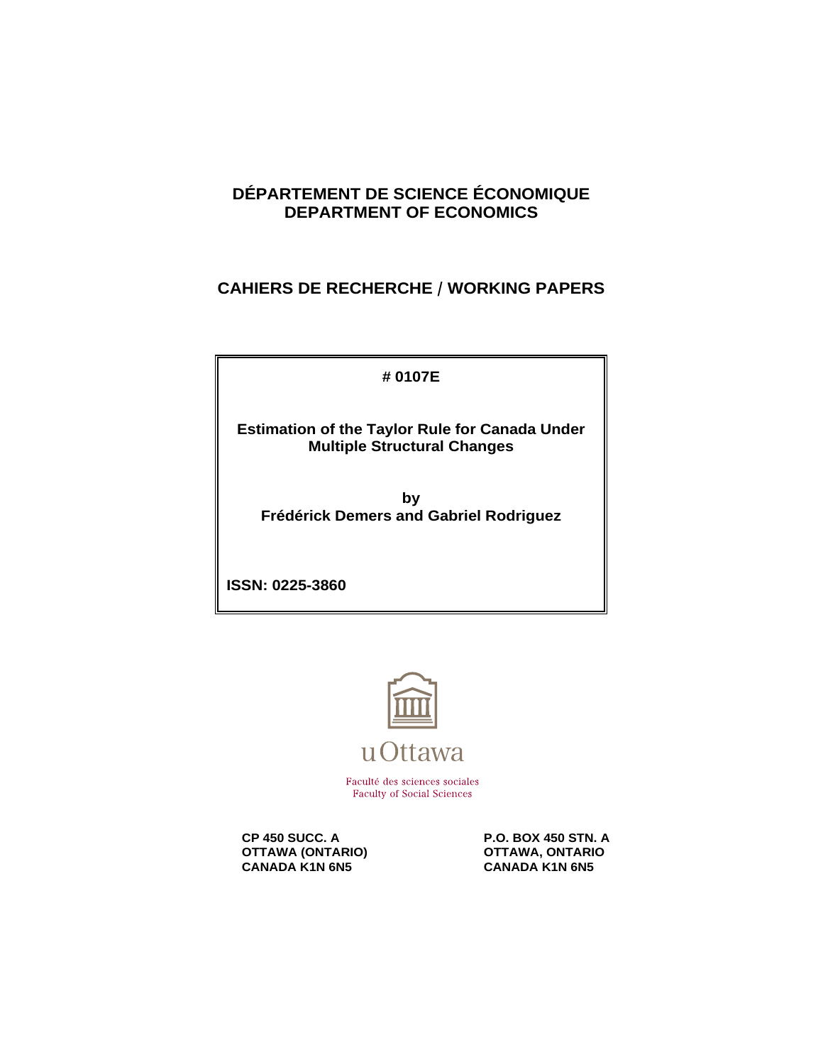# DÉPARTEMENT DE SCIENCE ÉCONOMIQUE
# DEPARTMENT OF ECONOMICS

## CAHIERS DE RECHERCHE / WORKING PAPERS

**# 0107E**

**Estimation of the Taylor Rule for Canada Under Multiple Structural Changes**

**by**
**Frédérick Demers and Gabriel Rodriguez**

**ISSN: 0225-3860**

uOttawa

Faculté des sciences sociales
Faculty of Social Sciences

**CP 450 SUCC. A**
**OTTAWA (ONTARIO)**
**CANADA K1N 6N5**

**P.O. BOX 450 STN. A**
**OTTAWA, ONTARIO**
**CANADA K1N 6N5**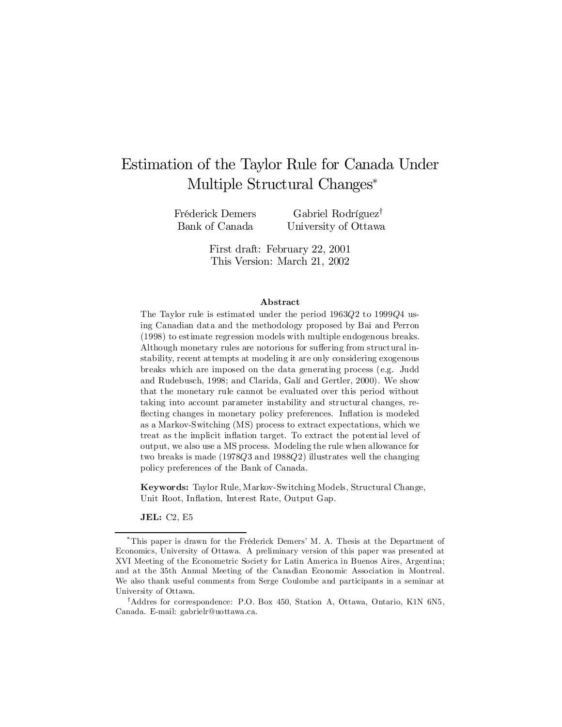# Estimation of the Taylor Rule for Canada Under Multiple Structural Changes*

Fréderick Demers
Bank of Canada

Gabriel Rodríguez[†]
University of Ottawa

First draft: February 22, 2001
This Version: March 21, 2002

### Abstract

The Taylor rule is estimated under the period $1963Q2$ to $1999Q4$ using Canadian data and the methodology proposed by Bai and Perron (1998) to estimate regression models with multiple endogenous breaks. Although monetary rules are notorious for suffering from structural instability, recent attempts at modeling it are only considering exogenous breaks which are imposed on the data generating process (e.g. Judd and Rudebusch, 1998; and Clarida, Galí and Gertler, 2000). We show that the monetary rule cannot be evaluated over this period without taking into account parameter instability and structural changes, reflecting changes in monetary policy preferences. Inflation is modeled as a Markov-Switching (MS) process to extract expectations, which we treat as the implicit inflation target. To extract the potential level of output, we also use a MS process. Modeling the rule when allowance for two breaks is made ($1978Q3$ and $1988Q2$) illustrates well the changing policy preferences of the Bank of Canada.

**Keywords:** Taylor Rule, Markov-Switching Models, Structural Change, Unit Root, Inflation, Interest Rate, Output Gap.

**JEL:** C2, E5

---

*This paper is drawn for the Fréderick Demers' M. A. Thesis at the Department of Economics, University of Ottawa. A preliminary version of this paper was presented at XVI Meeting of the Econometric Society for Latin America in Buenos Aires, Argentina; and at the 35th Annual Meeting of the Canadian Economic Association in Montreal. We also thank useful comments from Serge Coulombe and participants in a seminar at University of Ottawa.

[†]Addres for correspondence: P.O. Box 450, Station A, Ottawa, Ontario, K1N 6N5, Canada. E-mail: gabrielr@uottawa.ca.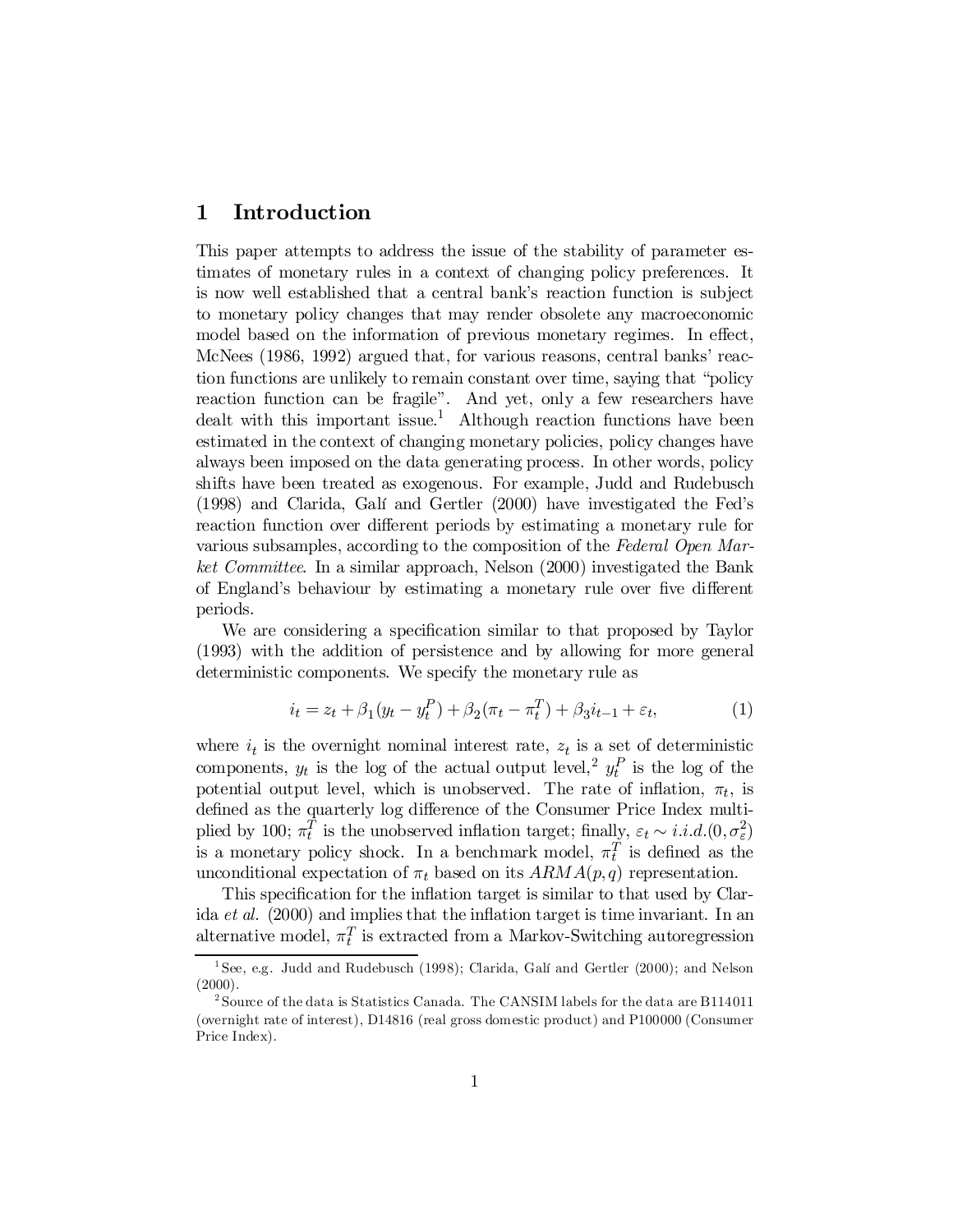# 1 Introduction

This paper attempts to address the issue of the stability of parameter estimates of monetary rules in a context of changing policy preferences. It is now well established that a central bank's reaction function is subject to monetary policy changes that may render obsolete any macroeconomic model based on the information of previous monetary regimes. In effect, McNees (1986, 1992) argued that, for various reasons, central banks' reaction functions are unlikely to remain constant over time, saying that "policy reaction function can be fragile". And yet, only a few researchers have dealt with this important issue.[1] Although reaction functions have been estimated in the context of changing monetary policies, policy changes have always been imposed on the data generating process. In other words, policy shifts have been treated as exogenous. For example, Judd and Rudebusch (1998) and Clarida, Galí and Gertler (2000) have investigated the Fed's reaction function over different periods by estimating a monetary rule for various subsamples, according to the composition of the *Federal Open Market Committee*. In a similar approach, Nelson (2000) investigated the Bank of England's behaviour by estimating a monetary rule over five different periods.

We are considering a specification similar to that proposed by Taylor (1993) with the addition of persistence and by allowing for more general deterministic components. We specify the monetary rule as

$$i_t = z_t + \beta_1(y_t - y_t^P) + \beta_2(\pi_t - \pi_t^T) + \beta_3 i_{t-1} + \varepsilon_t, \tag{1}$$

where $i_t$ is the overnight nominal interest rate, $z_t$ is a set of deterministic components, $y_t$ is the log of the actual output level,[2] $y_t^P$ is the log of the potential output level, which is unobserved. The rate of inflation, $\pi_t$, is defined as the quarterly log difference of the Consumer Price Index multiplied by 100; $\pi_t^T$ is the unobserved inflation target; finally, $\varepsilon_t \sim i.i.d.(0, \sigma_\varepsilon^2)$ is a monetary policy shock. In a benchmark model, $\pi_t^T$ is defined as the unconditional expectation of $\pi_t$ based on its $ARMA(p, q)$ representation.

This specification for the inflation target is similar to that used by Clarida *et al.* (2000) and implies that the inflation target is time invariant. In an alternative model, $\pi_t^T$ is extracted from a Markov-Switching autoregression

[1] See, e.g. Judd and Rudebusch (1998); Clarida, Galí and Gertler (2000); and Nelson (2000).

[2] Source of the data is Statistics Canada. The CANSIM labels for the data are B114011 (overnight rate of interest), D14816 (real gross domestic product) and P100000 (Consumer Price Index).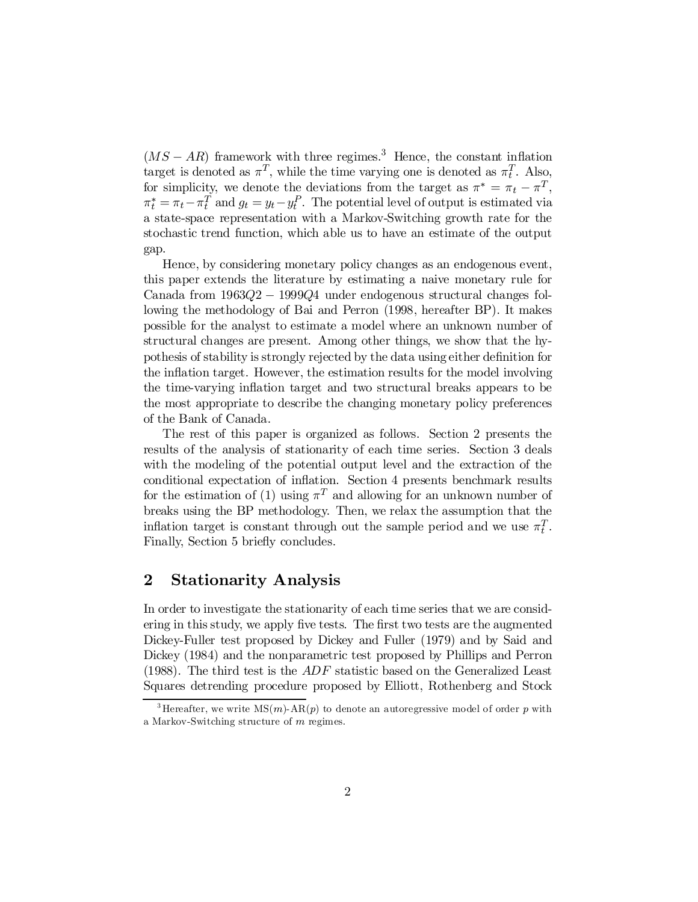($MS-AR$) framework with three regimes.[3] Hence, the constant inflation target is denoted as $\pi^T$, while the time varying one is denoted as $\pi_t^T$. Also, for simplicity, we denote the deviations from the target as $\pi^* = \pi_t - \pi^T$, $\pi_t^* = \pi_t - \pi_t^T$ and $g_t = y_t - y_t^P$. The potential level of output is estimated via a state-space representation with a Markov-Switching growth rate for the stochastic trend function, which able us to have an estimate of the output gap.

Hence, by considering monetary policy changes as an endogenous event, this paper extends the literature by estimating a naive monetary rule for Canada from $1963Q2-1999Q4$ under endogenous structural changes following the methodology of Bai and Perron (1998, hereafter BP). It makes possible for the analyst to estimate a model where an unknown number of structural changes are present. Among other things, we show that the hypothesis of stability is strongly rejected by the data using either definition for the inflation target. However, the estimation results for the model involving the time-varying inflation target and two structural breaks appears to be the most appropriate to describe the changing monetary policy preferences of the Bank of Canada.

The rest of this paper is organized as follows. Section 2 presents the results of the analysis of stationarity of each time series. Section 3 deals with the modeling of the potential output level and the extraction of the conditional expectation of inflation. Section 4 presents benchmark results for the estimation of (1) using $\pi^T$ and allowing for an unknown number of breaks using the BP methodology. Then, we relax the assumption that the inflation target is constant through out the sample period and we use $\pi_t^T$. Finally, Section 5 briefly concludes.

## 2 Stationarity Analysis

In order to investigate the stationarity of each time series that we are considering in this study, we apply five tests. The first two tests are the augmented Dickey-Fuller test proposed by Dickey and Fuller (1979) and by Said and Dickey (1984) and the nonparametric test proposed by Phillips and Perron (1988). The third test is the $ADF$ statistic based on the Generalized Least Squares detrending procedure proposed by Elliott, Rothenberg and Stock

[3] Hereafter, we write MS($m$)-AR($p$) to denote an autoregressive model of order $p$ with a Markov-Switching structure of $m$ regimes.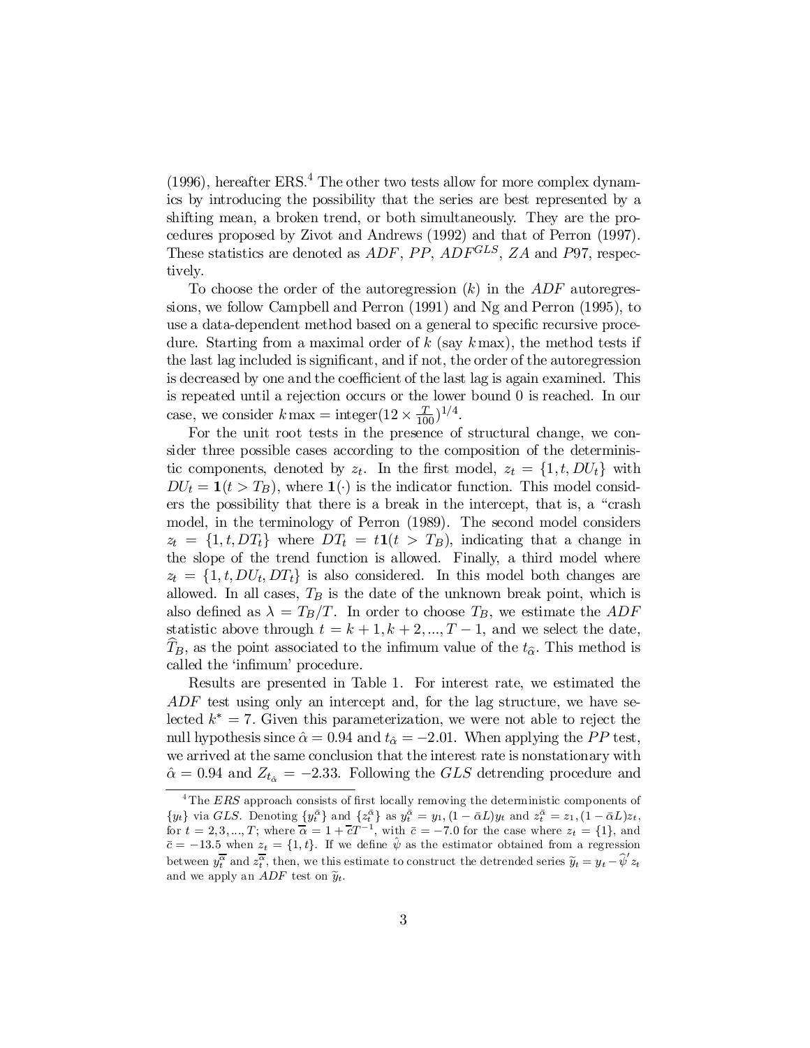(1996), hereafter ERS.[4] The other two tests allow for more complex dynamics by introducing the possibility that the series are best represented by a shifting mean, a broken trend, or both simultaneously. They are the procedures proposed by Zivot and Andrews (1992) and that of Perron (1997). These statistics are denoted as $ADF$, $PP$, $ADF^{GLS}$, $ZA$ and $P97$, respectively.

To choose the order of the autoregression ($k$) in the $ADF$ autoregressions, we follow Campbell and Perron (1991) and Ng and Perron (1995), to use a data-dependent method based on a general to specific recursive procedure. Starting from a maximal order of $k$ (say $k\max$), the method tests if the last lag included is significant, and if not, the order of the autoregression is decreased by one and the coefficient of the last lag is again examined. This is repeated until a rejection occurs or the lower bound 0 is reached. In our case, we consider $k\max = \text{integer}(12 \times \frac{T}{100})^{1/4}$.

For the unit root tests in the presence of structural change, we consider three possible cases according to the composition of the deterministic components, denoted by $z_t$. In the first model, $z_t = \{1, t, DU_t\}$ with $DU_t = \mathbf{1}(t > T_B)$, where $\mathbf{1}(\cdot)$ is the indicator function. This model considers the possibility that there is a break in the intercept, that is, a "crash model, in the terminology of Perron (1989). The second model considers $z_t = \{1, t, DT_t\}$ where $DT_t = t\mathbf{1}(t > T_B)$, indicating that a change in the slope of the trend function is allowed. Finally, a third model where $z_t = \{1, t, DU_t, DT_t\}$ is also considered. In this model both changes are allowed. In all cases, $T_B$ is the date of the unknown break point, which is also defined as $\lambda = T_B/T$. In order to choose $T_B$, we estimate the $ADF$ statistic above through $t = k+1, k+2, ..., T-1$, and we select the date, $\widehat{T}_B$, as the point associated to the infimum value of the $t_{\widehat{\alpha}}$. This method is called the 'infimum' procedure.

Results are presented in Table 1. For interest rate, we estimated the $ADF$ test using only an intercept and, for the lag structure, we have selected $k^* = 7$. Given this parameterization, we were not able to reject the null hypothesis since $\hat{\alpha} = 0.94$ and $t_{\hat{\alpha}} = -2.01$. When applying the $PP$ test, we arrived at the same conclusion that the interest rate is nonstationary with $\hat{\alpha} = 0.94$ and $Z_{t_{\hat{\alpha}}} = -2.33$. Following the $GLS$ detrending procedure and

---

[4] The $ERS$ approach consists of first locally removing the deterministic components of $\{y_t\}$ via $GLS$. Denoting $\{y_t^{\bar{\alpha}}\}$ and $\{z_t^{\bar{\alpha}}\}$ as $y_t^{\bar{\alpha}} = y_1, (1-\bar{\alpha}L)y_t$ and $z_t^{\bar{\alpha}} = z_1, (1-\bar{\alpha}L)z_t$, for $t = 2, 3, ..., T$; where $\overline{\alpha} = 1 + \overline{c}T^{-1}$, with $\bar{c} = -7.0$ for the case where $z_t = \{1\}$, and $\bar{c} = -13.5$ when $z_t = \{1, t\}$. If we define $\hat{\psi}$ as the estimator obtained from a regression between $y_t^{\overline{\alpha}}$ and $z_t^{\overline{\alpha}}$, then, we this estimate to construct the detrended series $\widetilde{y}_t = y_t - \widehat{\psi}' z_t$ and we apply an $ADF$ test on $\widetilde{y}_t$.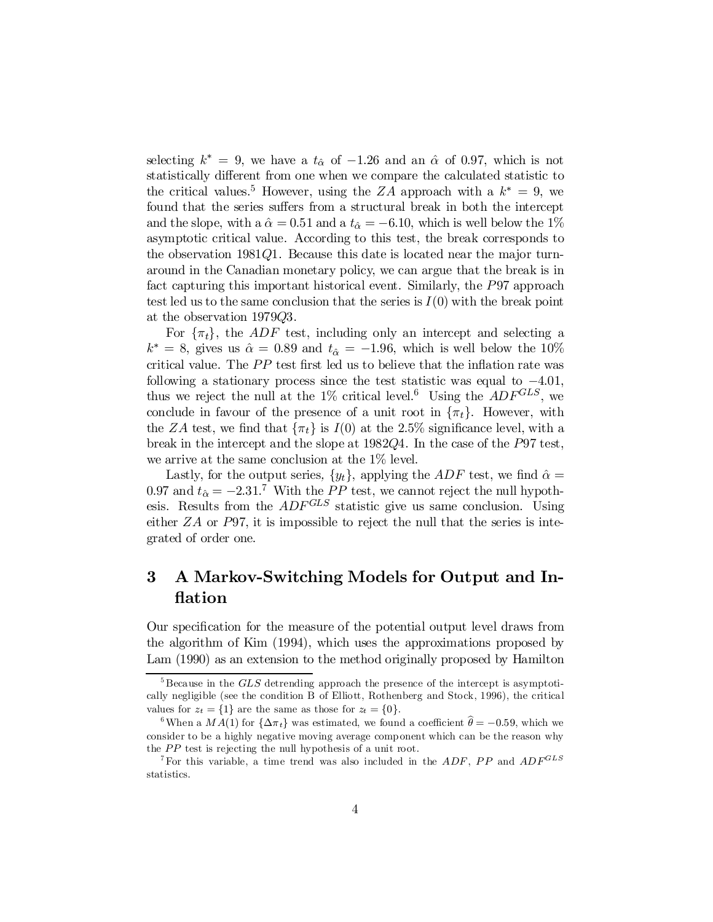selecting $k^* = 9$, we have a $t_{\hat{\alpha}}$ of $-1.26$ and an $\hat{\alpha}$ of 0.97, which is not statistically different from one when we compare the calculated statistic to the critical values.[5] However, using the $ZA$ approach with a $k^* = 9$, we found that the series suffers from a structural break in both the intercept and the slope, with a $\hat{\alpha} = 0.51$ and a $t_{\hat{\alpha}} = -6.10$, which is well below the 1% asymptotic critical value. According to this test, the break corresponds to the observation $1981Q1$. Because this date is located near the major turnaround in the Canadian monetary policy, we can argue that the break is in fact capturing this important historical event. Similarly, the $P97$ approach test led us to the same conclusion that the series is $I(0)$ with the break point at the observation $1979Q3$.

For $\{\pi_t\}$, the $ADF$ test, including only an intercept and selecting a $k^* = 8$, gives us $\hat{\alpha} = 0.89$ and $t_{\hat{\alpha}} = -1.96$, which is well below the 10% critical value. The $PP$ test first led us to believe that the inflation rate was following a stationary process since the test statistic was equal to $-4.01$, thus we reject the null at the 1% critical level.[6] Using the $ADF^{GLS}$, we conclude in favour of the presence of a unit root in $\{\pi_t\}$. However, with the $ZA$ test, we find that $\{\pi_t\}$ is $I(0)$ at the 2.5% significance level, with a break in the intercept and the slope at $1982Q4$. In the case of the $P97$ test, we arrive at the same conclusion at the 1% level.

Lastly, for the output series, $\{y_t\}$, applying the $ADF$ test, we find $\hat{\alpha} = 0.97$ and $t_{\hat{\alpha}} = -2.31$.[7] With the $PP$ test, we cannot reject the null hypothesis. Results from the $ADF^{GLS}$ statistic give us same conclusion. Using either $ZA$ or $P97$, it is impossible to reject the null that the series is integrated of order one.

# 3 A Markov-Switching Models for Output and Inflation

Our specification for the measure of the potential output level draws from the algorithm of Kim (1994), which uses the approximations proposed by Lam (1990) as an extension to the method originally proposed by Hamilton

---

[5] Because in the $GLS$ detrending approach the presence of the intercept is asymptotically negligible (see the condition B of Elliott, Rothenberg and Stock, 1996), the critical values for $z_t = \{1\}$ are the same as those for $z_t = \{0\}$.

[6] When a $MA(1)$ for $\{\Delta\pi_t\}$ was estimated, we found a coefficient $\widehat{\theta} = -0.59$, which we consider to be a highly negative moving average component which can be the reason why the $PP$ test is rejecting the null hypothesis of a unit root.

[7] For this variable, a time trend was also included in the $ADF$, $PP$ and $ADF^{GLS}$ statistics.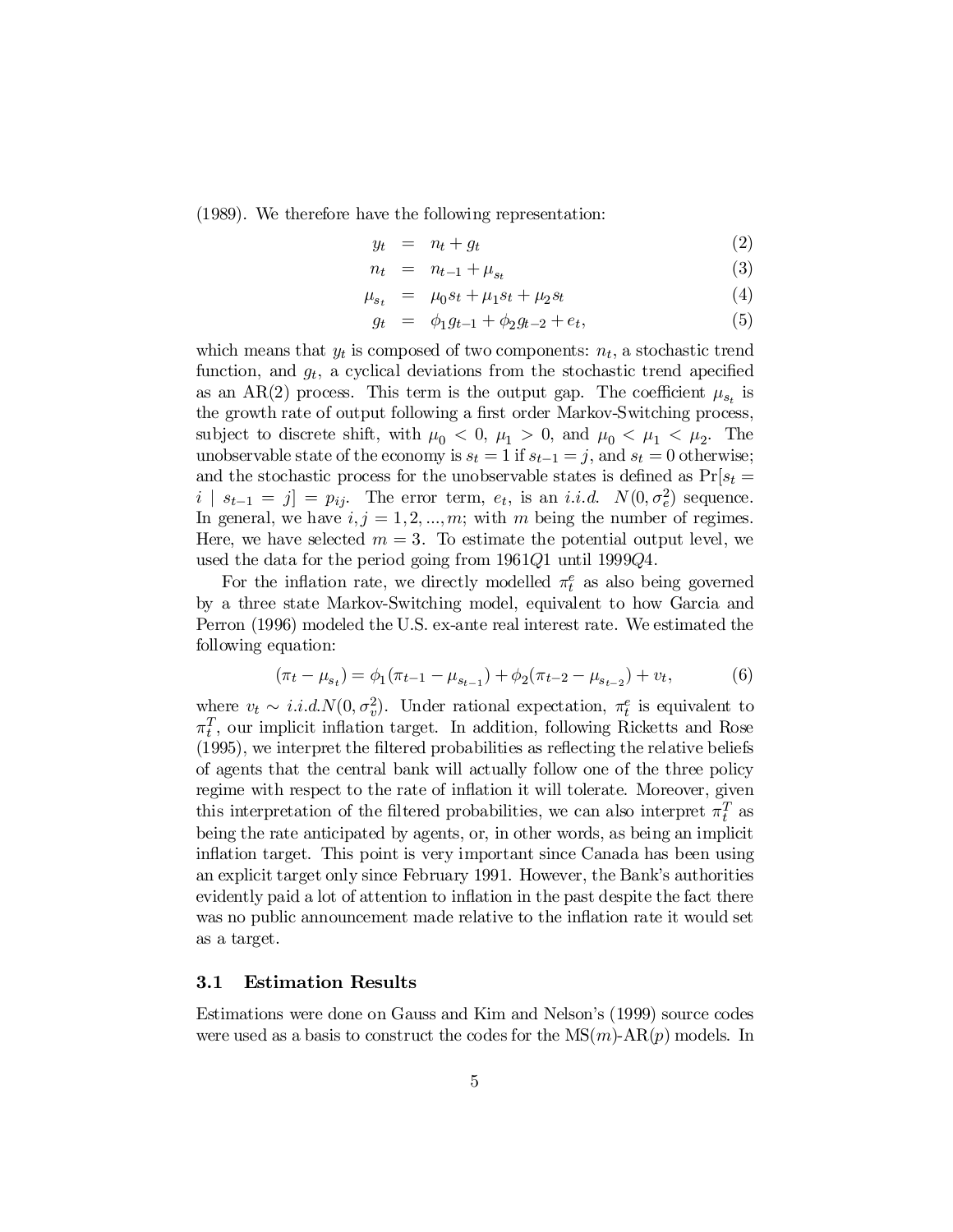(1989). We therefore have the following representation:

$$
\begin{aligned}
y_t &= n_t + g_t & (2)\\
n_t &= n_{t-1} + \mu_{s_t} & (3)\\
\mu_{s_t} &= \mu_0 s_t + \mu_1 s_t + \mu_2 s_t & (4)\\
g_t &= \phi_1 g_{t-1} + \phi_2 g_{t-2} + e_t, & (5)
\end{aligned}
$$

which means that $y_t$ is composed of two components: $n_t$, a stochastic trend function, and $g_t$, a cyclical deviations from the stochastic trend apecified as an AR(2) process. This term is the output gap. The coefficient $\mu_{s_t}$ is the growth rate of output following a first order Markov-Switching process, subject to discrete shift, with $\mu_0 < 0$, $\mu_1 > 0$, and $\mu_0 < \mu_1 < \mu_2$. The unobservable state of the economy is $s_t = 1$ if $s_{t-1} = j$, and $s_t = 0$ otherwise; and the stochastic process for the unobservable states is defined as $\Pr[s_t = i \mid s_{t-1} = j] = p_{ij}$. The error term, $e_t$, is an *i.i.d.* $N(0, \sigma_e^2)$ sequence. In general, we have $i, j = 1, 2, ..., m$; with $m$ being the number of regimes. Here, we have selected $m = 3$. To estimate the potential output level, we used the data for the period going from 1961$Q$1 until 1999$Q$4.

For the inflation rate, we directly modelled $\pi_t^e$ as also being governed by a three state Markov-Switching model, equivalent to how Garcia and Perron (1996) modeled the U.S. ex-ante real interest rate. We estimated the following equation:

$$
(\pi_t - \mu_{s_t}) = \phi_1(\pi_{t-1} - \mu_{s_{t-1}}) + \phi_2(\pi_{t-2} - \mu_{s_{t-2}}) + v_t, \tag{6}
$$

where $v_t \sim i.i.d.N(0, \sigma_v^2)$. Under rational expectation, $\pi_t^e$ is equivalent to $\pi_t^T$, our implicit inflation target. In addition, following Ricketts and Rose (1995), we interpret the filtered probabilities as reflecting the relative beliefs of agents that the central bank will actually follow one of the three policy regime with respect to the rate of inflation it will tolerate. Moreover, given this interpretation of the filtered probabilities, we can also interpret $\pi_t^T$ as being the rate anticipated by agents, or, in other words, as being an implicit inflation target. This point is very important since Canada has been using an explicit target only since February 1991. However, the Bank's authorities evidently paid a lot of attention to inflation in the past despite the fact there was no public announcement made relative to the inflation rate it would set as a target.

### 3.1 Estimation Results

Estimations were done on Gauss and Kim and Nelson's (1999) source codes were used as a basis to construct the codes for the MS($m$)-AR($p$) models. In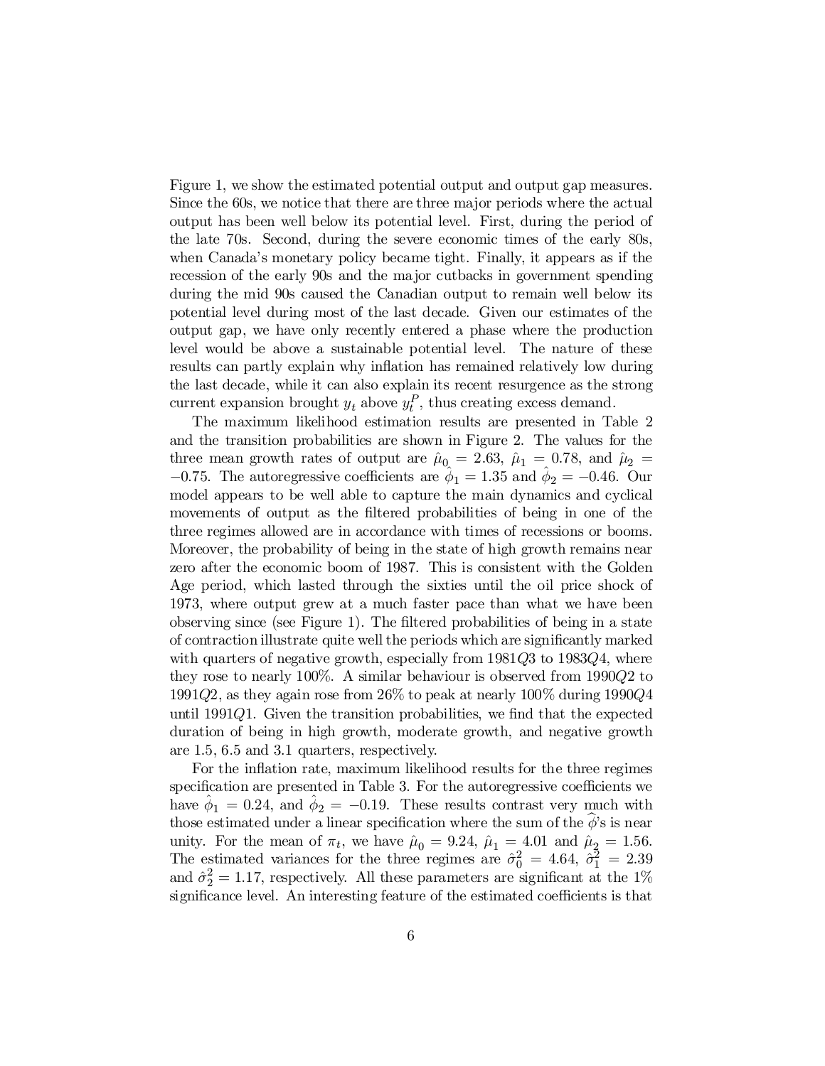Figure 1, we show the estimated potential output and output gap measures. Since the 60s, we notice that there are three major periods where the actual output has been well below its potential level. First, during the period of the late 70s. Second, during the severe economic times of the early 80s, when Canada's monetary policy became tight. Finally, it appears as if the recession of the early 90s and the major cutbacks in government spending during the mid 90s caused the Canadian output to remain well below its potential level during most of the last decade. Given our estimates of the output gap, we have only recently entered a phase where the production level would be above a sustainable potential level. The nature of these results can partly explain why inflation has remained relatively low during the last decade, while it can also explain its recent resurgence as the strong current expansion brought $y_t$ above $y_t^P$, thus creating excess demand.

The maximum likelihood estimation results are presented in Table 2 and the transition probabilities are shown in Figure 2. The values for the three mean growth rates of output are $\hat{\mu}_0 = 2.63$, $\hat{\mu}_1 = 0.78$, and $\hat{\mu}_2 = -0.75$. The autoregressive coefficients are $\hat{\phi}_1 = 1.35$ and $\hat{\phi}_2 = -0.46$. Our model appears to be well able to capture the main dynamics and cyclical movements of output as the filtered probabilities of being in one of the three regimes allowed are in accordance with times of recessions or booms. Moreover, the probability of being in the state of high growth remains near zero after the economic boom of 1987. This is consistent with the Golden Age period, which lasted through the sixties until the oil price shock of 1973, where output grew at a much faster pace than what we have been observing since (see Figure 1). The filtered probabilities of being in a state of contraction illustrate quite well the periods which are significantly marked with quarters of negative growth, especially from $1981Q3$ to $1983Q4$, where they rose to nearly 100%. A similar behaviour is observed from $1990Q2$ to $1991Q2$, as they again rose from 26% to peak at nearly 100% during $1990Q4$ until $1991Q1$. Given the transition probabilities, we find that the expected duration of being in high growth, moderate growth, and negative growth are 1.5, 6.5 and 3.1 quarters, respectively.

For the inflation rate, maximum likelihood results for the three regimes specification are presented in Table 3. For the autoregressive coefficients we have $\hat{\phi}_1 = 0.24$, and $\hat{\phi}_2 = -0.19$. These results contrast very much with those estimated under a linear specification where the sum of the $\widehat{\phi}$'s is near unity. For the mean of $\pi_t$, we have $\hat{\mu}_0 = 9.24$, $\hat{\mu}_1 = 4.01$ and $\hat{\mu}_2 = 1.56$. The estimated variances for the three regimes are $\hat{\sigma}_0^2 = 4.64$, $\hat{\sigma}_1^2 = 2.39$ and $\hat{\sigma}_2^2 = 1.17$, respectively. All these parameters are significant at the 1% significance level. An interesting feature of the estimated coefficients is that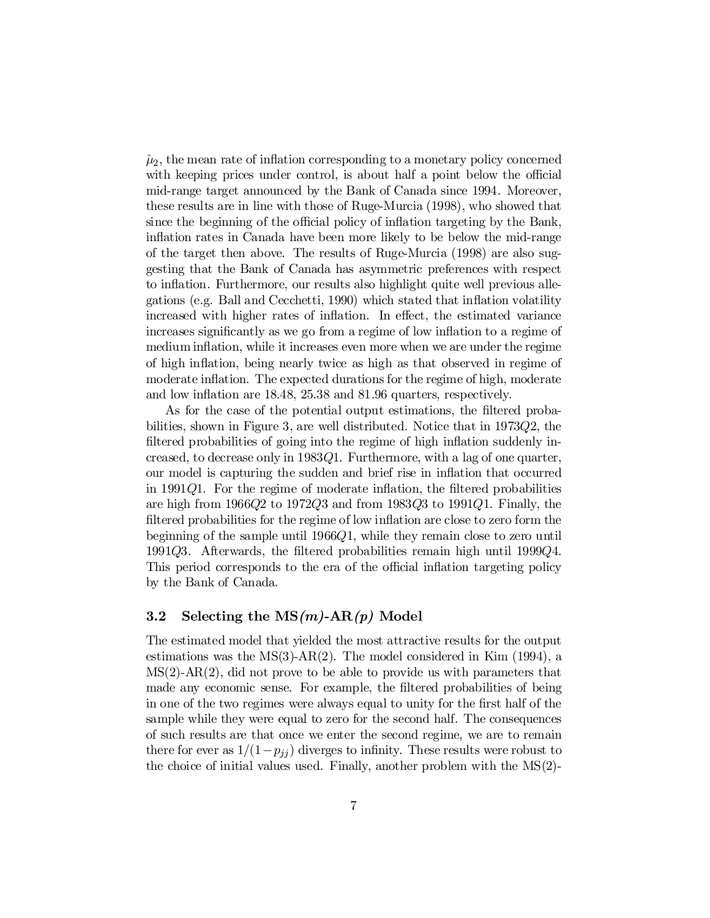$\hat{\mu}_2$, the mean rate of inflation corresponding to a monetary policy concerned with keeping prices under control, is about half a point below the official mid-range target announced by the Bank of Canada since 1994. Moreover, these results are in line with those of Ruge-Murcia (1998), who showed that since the beginning of the official policy of inflation targeting by the Bank, inflation rates in Canada have been more likely to be below the mid-range of the target then above. The results of Ruge-Murcia (1998) are also suggesting that the Bank of Canada has asymmetric preferences with respect to inflation. Furthermore, our results also highlight quite well previous allegations (e.g. Ball and Cecchetti, 1990) which stated that inflation volatility increased with higher rates of inflation. In effect, the estimated variance increases significantly as we go from a regime of low inflation to a regime of medium inflation, while it increases even more when we are under the regime of high inflation, being nearly twice as high as that observed in regime of moderate inflation. The expected durations for the regime of high, moderate and low inflation are 18.48, 25.38 and 81.96 quarters, respectively.

As for the case of the potential output estimations, the filtered probabilities, shown in Figure 3, are well distributed. Notice that in 1973$Q$2, the filtered probabilities of going into the regime of high inflation suddenly increased, to decrease only in 1983$Q$1. Furthermore, with a lag of one quarter, our model is capturing the sudden and brief rise in inflation that occurred in 1991$Q$1. For the regime of moderate inflation, the filtered probabilities are high from 1966$Q$2 to 1972$Q$3 and from 1983$Q$3 to 1991$Q$1. Finally, the filtered probabilities for the regime of low inflation are close to zero form the beginning of the sample until 1966$Q$1, while they remain close to zero until 1991$Q$3. Afterwards, the filtered probabilities remain high until 1999$Q$4. This period corresponds to the era of the official inflation targeting policy by the Bank of Canada.

### 3.2 Selecting the MS*(m)*-AR*(p)* Model

The estimated model that yielded the most attractive results for the output estimations was the MS(3)-AR(2). The model considered in Kim (1994), a MS(2)-AR(2), did not prove to be able to provide us with parameters that made any economic sense. For example, the filtered probabilities of being in one of the two regimes were always equal to unity for the first half of the sample while they were equal to zero for the second half. The consequences of such results are that once we enter the second regime, we are to remain there for ever as $1/(1-p_{jj})$ diverges to infinity. These results were robust to the choice of initial values used. Finally, another problem with the MS(2)-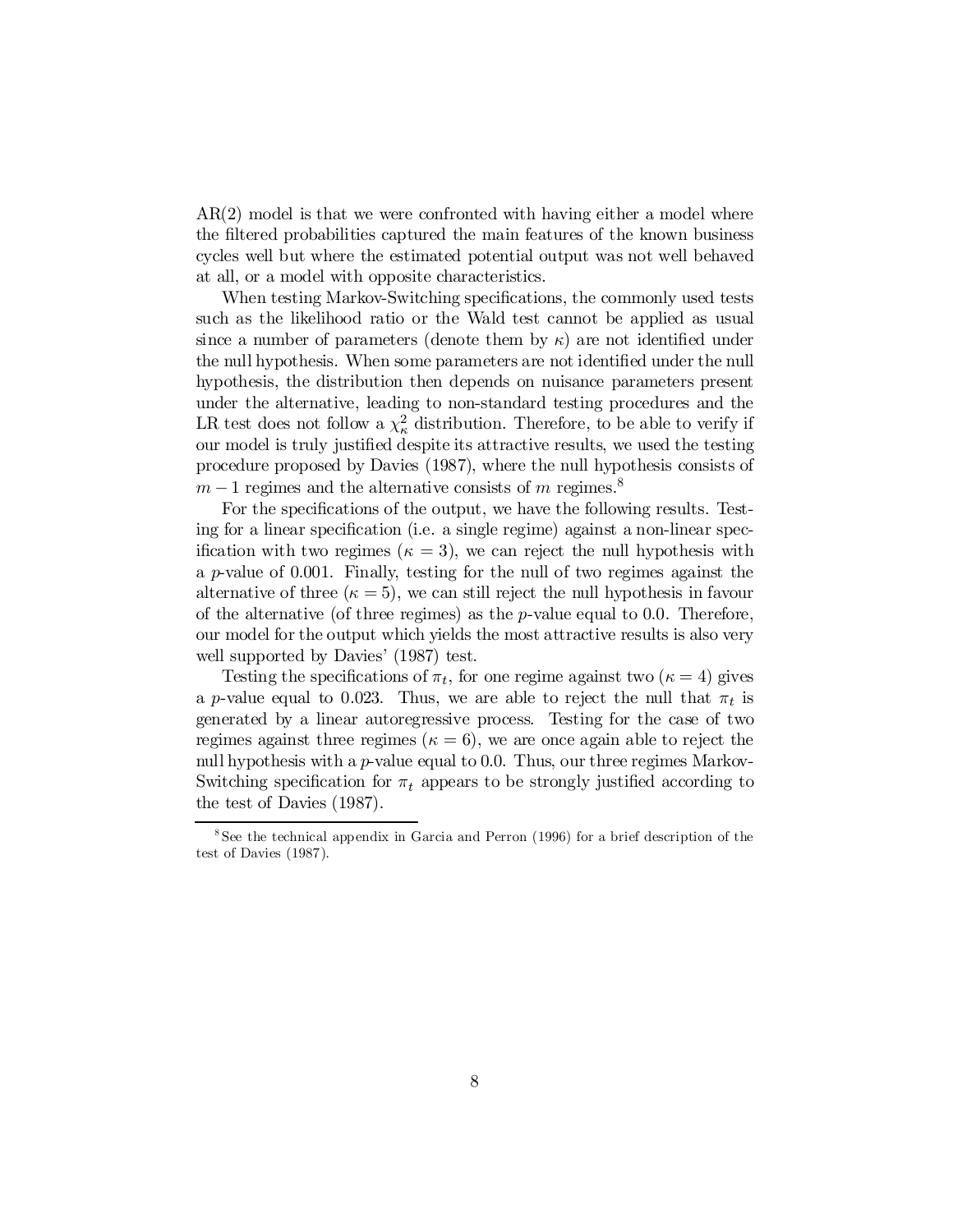AR(2) model is that we were confronted with having either a model where the filtered probabilities captured the main features of the known business cycles well but where the estimated potential output was not well behaved at all, or a model with opposite characteristics.

When testing Markov-Switching specifications, the commonly used tests such as the likelihood ratio or the Wald test cannot be applied as usual since a number of parameters (denote them by $\kappa$) are not identified under the null hypothesis. When some parameters are not identified under the null hypothesis, the distribution then depends on nuisance parameters present under the alternative, leading to non-standard testing procedures and the LR test does not follow a $\chi^2_\kappa$ distribution. Therefore, to be able to verify if our model is truly justified despite its attractive results, we used the testing procedure proposed by Davies (1987), where the null hypothesis consists of $m-1$ regimes and the alternative consists of $m$ regimes.[8]

For the specifications of the output, we have the following results. Testing for a linear specification (i.e. a single regime) against a non-linear specification with two regimes ($\kappa = 3$), we can reject the null hypothesis with a $p$-value of 0.001. Finally, testing for the null of two regimes against the alternative of three ($\kappa = 5$), we can still reject the null hypothesis in favour of the alternative (of three regimes) as the $p$-value equal to 0.0. Therefore, our model for the output which yields the most attractive results is also very well supported by Davies' (1987) test.

Testing the specifications of $\pi_t$, for one regime against two ($\kappa = 4$) gives a $p$-value equal to 0.023. Thus, we are able to reject the null that $\pi_t$ is generated by a linear autoregressive process. Testing for the case of two regimes against three regimes ($\kappa = 6$), we are once again able to reject the null hypothesis with a $p$-value equal to 0.0. Thus, our three regimes Markov-Switching specification for $\pi_t$ appears to be strongly justified according to the test of Davies (1987).

[8] See the technical appendix in Garcia and Perron (1996) for a brief description of the test of Davies (1987).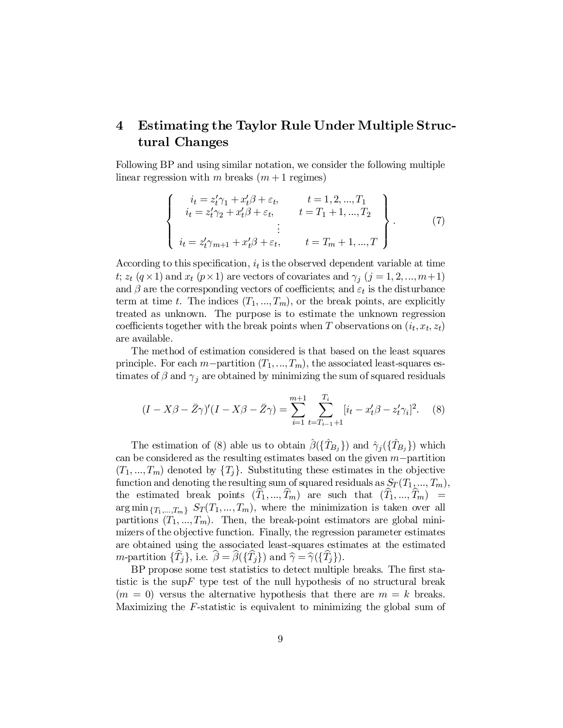## 4 Estimating the Taylor Rule Under Multiple Structural Changes

Following BP and using similar notation, we consider the following multiple linear regression with $m$ breaks ($m+1$ regimes)

$$\left\{ \begin{array}{cc} i_t = z_t'\gamma_1 + x_t'\beta + \varepsilon_t, & t = 1, 2, ..., T_1 \\ i_t = z_t'\gamma_2 + x_t'\beta + \varepsilon_t, & t = T_1 + 1, ..., T_2 \\ \vdots & \\ i_t = z_t'\gamma_{m+1} + x_t'\beta + \varepsilon_t, & t = T_m + 1, ..., T \end{array} \right\}. \quad (7)$$

According to this specification, $i_t$ is the observed dependent variable at time $t$; $z_t$ ($q \times 1$) and $x_t$ ($p \times 1$) are vectors of covariates and $\gamma_j$ ($j = 1, 2, ..., m+1$) and $\beta$ are the corresponding vectors of coefficients; and $\varepsilon_t$ is the disturbance term at time $t$. The indices $(T_1, ..., T_m)$, or the break points, are explicitly treated as unknown. The purpose is to estimate the unknown regression coefficients together with the break points when $T$ observations on $(i_t, x_t, z_t)$ are available.

The method of estimation considered is that based on the least squares principle. For each $m-$partition $(T_1, ..., T_m)$, the associated least-squares estimates of $\beta$ and $\gamma_j$ are obtained by minimizing the sum of squared residuals

$$(I - X\beta - \bar{Z}\gamma)'(I - X\beta - \bar{Z}\gamma) = \sum_{i=1}^{m+1} \sum_{t=T_{i-1}+1}^{T_i} [i_t - x_t'\beta - z_t'\gamma_i]^2. \quad (8)$$

The estimation of (8) able us to obtain $\hat{\beta}(\{\hat{T}_{B_j}\})$ and $\hat{\gamma}_j(\{\hat{T}_{B_j}\})$ which can be considered as the resulting estimates based on the given $m-$partition $(T_1, ..., T_m)$ denoted by $\{T_j\}$. Substituting these estimates in the objective function and denoting the resulting sum of squared residuals as $S_T(T_1, ..., T_m)$, the estimated break points $(\widehat{T}_1, ..., \widehat{T}_m)$ are such that $(\widehat{T}_1, ..., \widehat{T}_m) = \arg\min_{\{T_1,...,T_m\}} S_T(T_1, ..., T_m)$, where the minimization is taken over all partitions $(T_1, ..., T_m)$. Then, the break-point estimators are global minimizers of the objective function. Finally, the regression parameter estimates are obtained using the associated least-squares estimates at the estimated $m$-partition $\{\widehat{T}_j\}$, i.e. $\widehat{\beta} = \widehat{\beta}(\{\widehat{T}_j\})$ and $\widehat{\gamma} = \widehat{\gamma}(\{\widehat{T}_j\})$.

BP propose some test statistics to detect multiple breaks. The first statistic is the sup$F$ type test of the null hypothesis of no structural break ($m = 0$) versus the alternative hypothesis that there are $m = k$ breaks. Maximizing the $F$-statistic is equivalent to minimizing the global sum of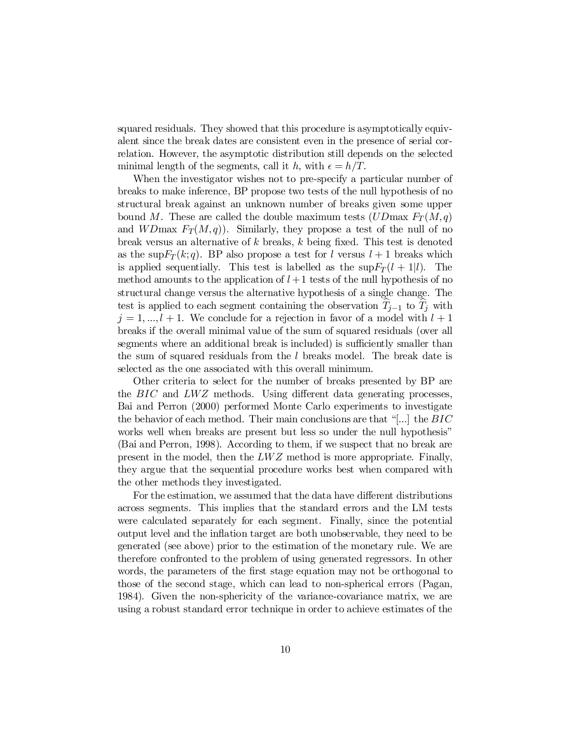squared residuals. They showed that this procedure is asymptotically equivalent since the break dates are consistent even in the presence of serial correlation. However, the asymptotic distribution still depends on the selected minimal length of the segments, call it $h$, with $\epsilon = h/T$.

When the investigator wishes not to pre-specify a particular number of breaks to make inference, BP propose two tests of the null hypothesis of no structural break against an unknown number of breaks given some upper bound $M$. These are called the double maximum tests ($UD\max\ F_T(M,q)$ and $WD\max\ F_T(M,q)$). Similarly, they propose a test of the null of no break versus an alternative of $k$ breaks, $k$ being fixed. This test is denoted as the $\sup F_T(k;q)$. BP also propose a test for $l$ versus $l+1$ breaks which is applied sequentially. This test is labelled as the $\sup F_T(l+1|l)$. The method amounts to the application of $l+1$ tests of the null hypothesis of no structural change versus the alternative hypothesis of a single change. The test is applied to each segment containing the observation $\widehat{T}_{j-1}$ to $\widehat{T}_j$ with $j = 1, ..., l+1$. We conclude for a rejection in favor of a model with $l+1$ breaks if the overall minimal value of the sum of squared residuals (over all segments where an additional break is included) is sufficiently smaller than the sum of squared residuals from the $l$ breaks model. The break date is selected as the one associated with this overall minimum.

Other criteria to select for the number of breaks presented by BP are the $BIC$ and $LWZ$ methods. Using different data generating processes, Bai and Perron (2000) performed Monte Carlo experiments to investigate the behavior of each method. Their main conclusions are that "[...] the $BIC$ works well when breaks are present but less so under the null hypothesis" (Bai and Perron, 1998). According to them, if we suspect that no break are present in the model, then the $LWZ$ method is more appropriate. Finally, they argue that the sequential procedure works best when compared with the other methods they investigated.

For the estimation, we assumed that the data have different distributions across segments. This implies that the standard errors and the LM tests were calculated separately for each segment. Finally, since the potential output level and the inflation target are both unobservable, they need to be generated (see above) prior to the estimation of the monetary rule. We are therefore confronted to the problem of using generated regressors. In other words, the parameters of the first stage equation may not be orthogonal to those of the second stage, which can lead to non-spherical errors (Pagan, 1984). Given the non-sphericity of the variance-covariance matrix, we are using a robust standard error technique in order to achieve estimates of the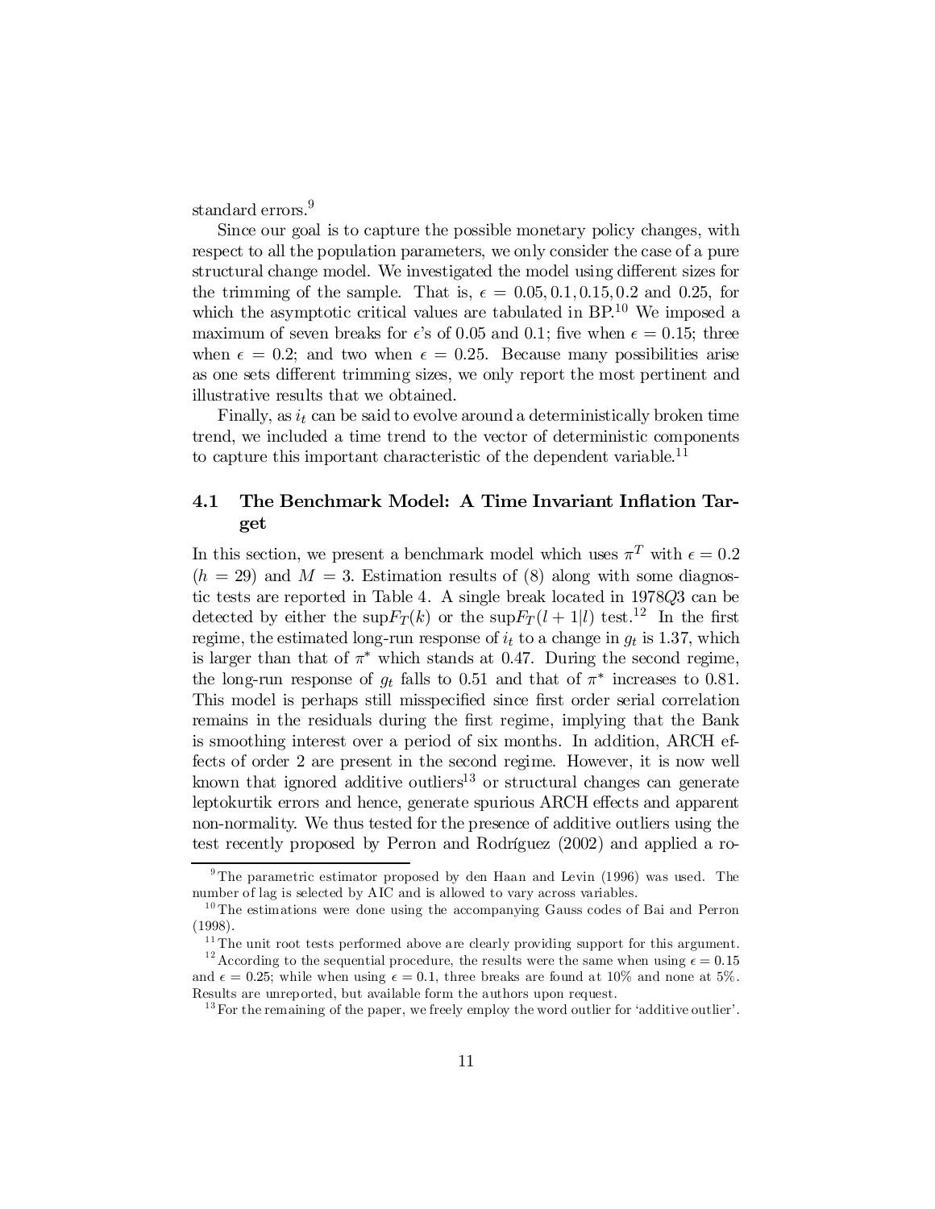standard errors.[9]

Since our goal is to capture the possible monetary policy changes, with respect to all the population parameters, we only consider the case of a pure structural change model. We investigated the model using different sizes for the trimming of the sample. That is, $\epsilon = 0.05, 0.1, 0.15, 0.2$ and $0.25$, for which the asymptotic critical values are tabulated in BP.[10] We imposed a maximum of seven breaks for $\epsilon$'s of 0.05 and 0.1; five when $\epsilon = 0.15$; three when $\epsilon = 0.2$; and two when $\epsilon = 0.25$. Because many possibilities arise as one sets different trimming sizes, we only report the most pertinent and illustrative results that we obtained.

Finally, as $i_t$ can be said to evolve around a deterministically broken time trend, we included a time trend to the vector of deterministic components to capture this important characteristic of the dependent variable.[11]

## 4.1 The Benchmark Model: A Time Invariant Inflation Target

In this section, we present a benchmark model which uses $\pi^T$ with $\epsilon = 0.2$ ($h = 29$) and $M = 3$. Estimation results of (8) along with some diagnostic tests are reported in Table 4. A single break located in 1978$Q$3 can be detected by either the $\sup F_T(k)$ or the $\sup F_T(l+1|l)$ test.[12] In the first regime, the estimated long-run response of $i_t$ to a change in $g_t$ is 1.37, which is larger than that of $\pi^*$ which stands at 0.47. During the second regime, the long-run response of $g_t$ falls to 0.51 and that of $\pi^*$ increases to 0.81. This model is perhaps still misspecified since first order serial correlation remains in the residuals during the first regime, implying that the Bank is smoothing interest over a period of six months. In addition, ARCH effects of order 2 are present in the second regime. However, it is now well known that ignored additive outliers[13] or structural changes can generate leptokurtik errors and hence, generate spurious ARCH effects and apparent non-normality. We thus tested for the presence of additive outliers using the test recently proposed by Perron and Rodríguez (2002) and applied a ro-

---

[9] The parametric estimator proposed by den Haan and Levin (1996) was used. The number of lag is selected by AIC and is allowed to vary across variables.

[10] The estimations were done using the accompanying Gauss codes of Bai and Perron (1998).

[11] The unit root tests performed above are clearly providing support for this argument.

[12] According to the sequential procedure, the results were the same when using $\epsilon = 0.15$ and $\epsilon = 0.25$; while when using $\epsilon = 0.1$, three breaks are found at 10% and none at 5%. Results are unreported, but available form the authors upon request.

[13] For the remaining of the paper, we freely employ the word outlier for 'additive outlier'.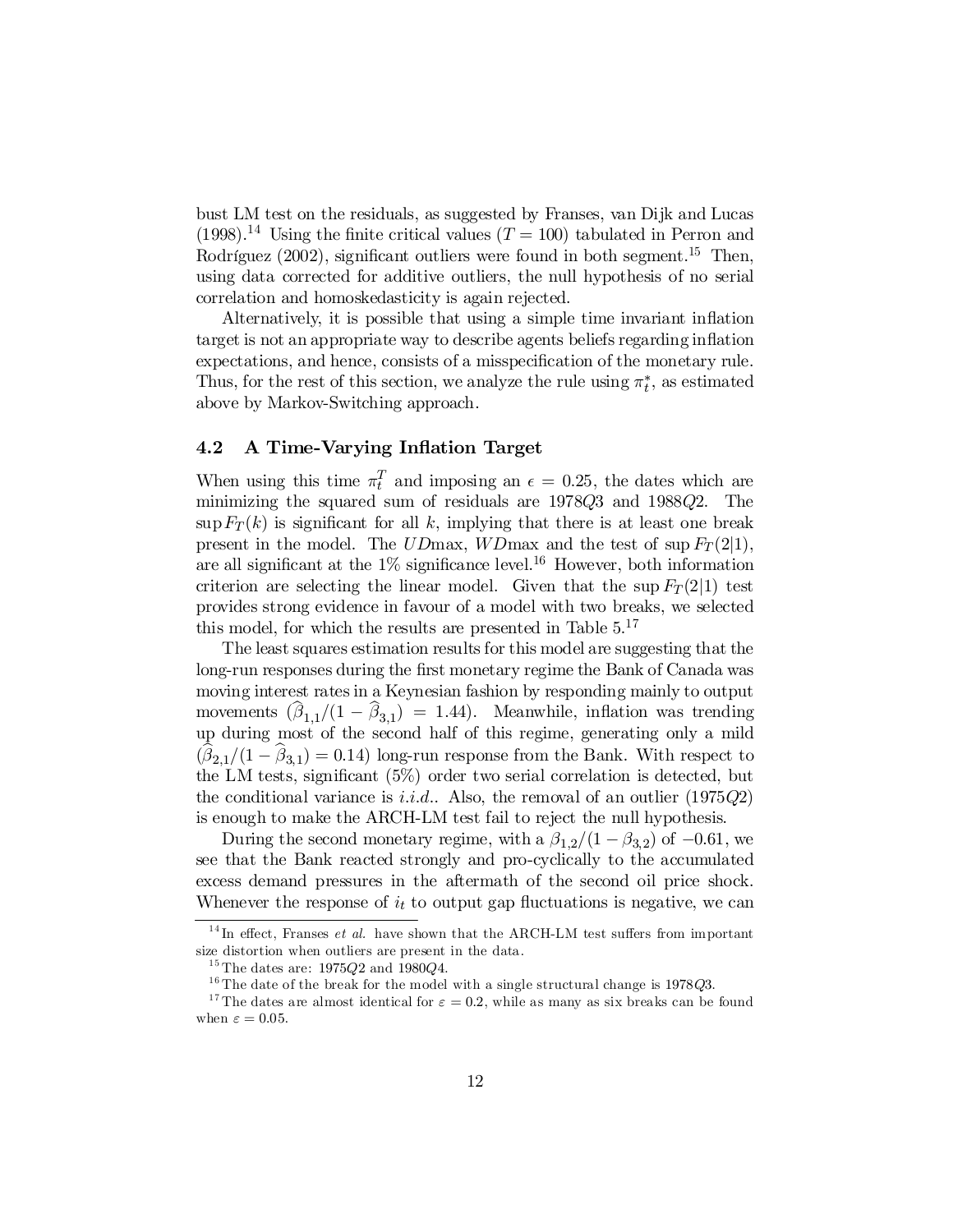bust LM test on the residuals, as suggested by Franses, van Dijk and Lucas (1998).[14] Using the finite critical values ($T = 100$) tabulated in Perron and Rodríguez (2002), significant outliers were found in both segment.[15] Then, using data corrected for additive outliers, the null hypothesis of no serial correlation and homoskedasticity is again rejected.

Alternatively, it is possible that using a simple time invariant inflation target is not an appropriate way to describe agents beliefs regarding inflation expectations, and hence, consists of a misspecification of the monetary rule. Thus, for the rest of this section, we analyze the rule using $\pi_t^*$, as estimated above by Markov-Switching approach.

### 4.2 A Time-Varying Inflation Target

When using this time $\pi_t^T$ and imposing an $\epsilon = 0.25$, the dates which are minimizing the squared sum of residuals are 1978$Q$3 and 1988$Q$2. The $\sup F_T(k)$ is significant for all $k$, implying that there is at least one break present in the model. The $UD\max$, $WD\max$ and the test of $\sup F_T(2|1)$, are all significant at the 1% significance level.[16] However, both information criterion are selecting the linear model. Given that the $\sup F_T(2|1)$ test provides strong evidence in favour of a model with two breaks, we selected this model, for which the results are presented in Table 5.[17]

The least squares estimation results for this model are suggesting that the long-run responses during the first monetary regime the Bank of Canada was moving interest rates in a Keynesian fashion by responding mainly to output movements ($\widehat{\beta}_{1,1}/(1 - \widehat{\beta}_{3,1}) = 1.44$). Meanwhile, inflation was trending up during most of the second half of this regime, generating only a mild ($\widehat{\beta}_{2,1}/(1 - \widehat{\beta}_{3,1}) = 0.14$) long-run response from the Bank. With respect to the LM tests, significant (5%) order two serial correlation is detected, but the conditional variance is *i.i.d.*. Also, the removal of an outlier (1975$Q$2) is enough to make the ARCH-LM test fail to reject the null hypothesis.

During the second monetary regime, with a $\beta_{1,2}/(1 - \beta_{3,2})$ of $-0.61$, we see that the Bank reacted strongly and pro-cyclically to the accumulated excess demand pressures in the aftermath of the second oil price shock. Whenever the response of $i_t$ to output gap fluctuations is negative, we can

---

[14] In effect, Franses *et al.* have shown that the ARCH-LM test suffers from important size distortion when outliers are present in the data.

[15] The dates are: 1975$Q$2 and 1980$Q$4.

[16] The date of the break for the model with a single structural change is 1978$Q$3.

[17] The dates are almost identical for $\varepsilon = 0.2$, while as many as six breaks can be found when $\varepsilon = 0.05$.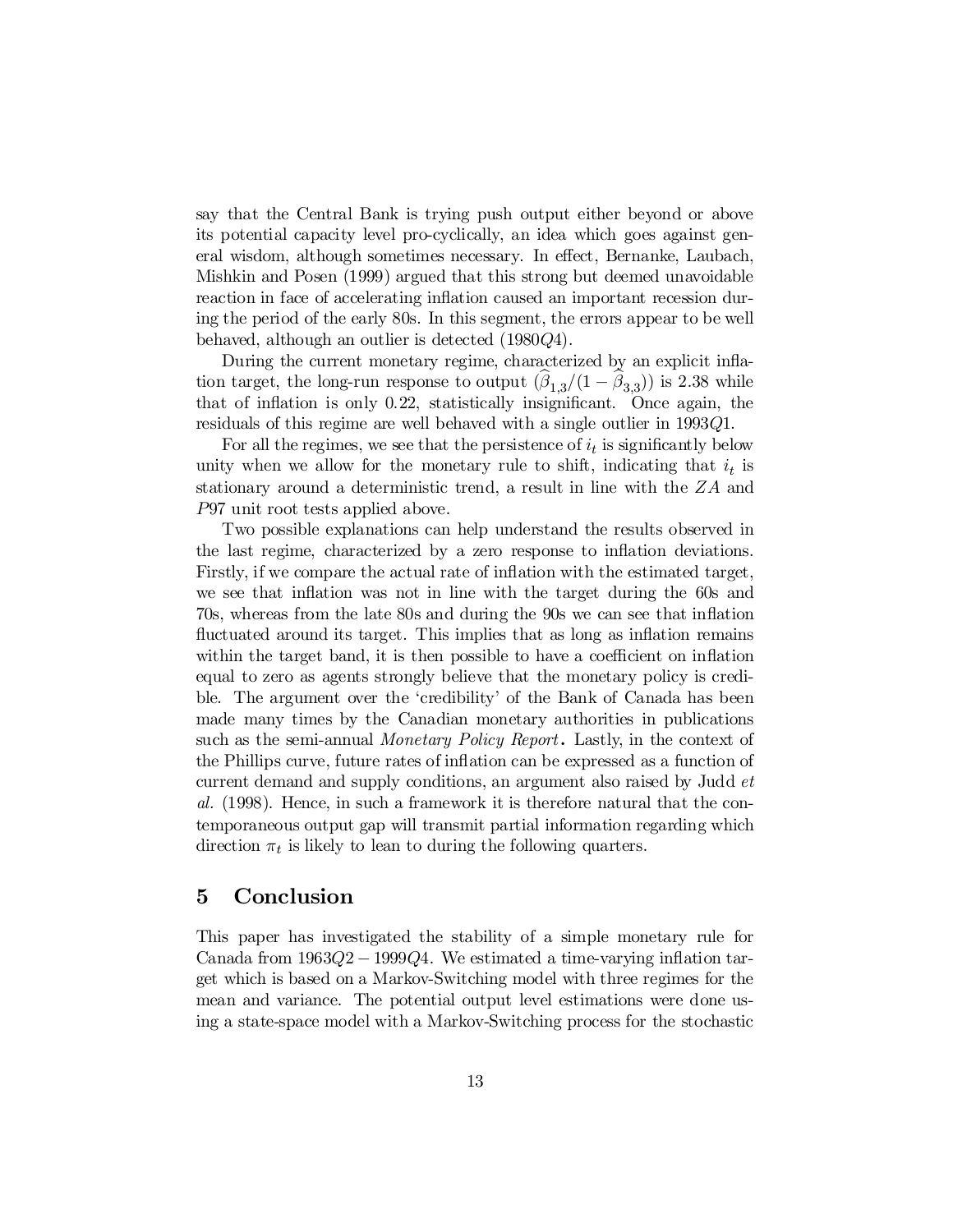say that the Central Bank is trying push output either beyond or above its potential capacity level pro-cyclically, an idea which goes against general wisdom, although sometimes necessary. In effect, Bernanke, Laubach, Mishkin and Posen (1999) argued that this strong but deemed unavoidable reaction in face of accelerating inflation caused an important recession during the period of the early 80s. In this segment, the errors appear to be well behaved, although an outlier is detected ($1980Q4$).

During the current monetary regime, characterized by an explicit inflation target, the long-run response to output ($\widehat{\beta}_{1,3}/(1-\widehat{\beta}_{3,3})$) is 2.38 while that of inflation is only 0.22, statistically insignificant. Once again, the residuals of this regime are well behaved with a single outlier in $1993Q1$.

For all the regimes, we see that the persistence of $i_t$ is significantly below unity when we allow for the monetary rule to shift, indicating that $i_t$ is stationary around a deterministic trend, a result in line with the $ZA$ and $P97$ unit root tests applied above.

Two possible explanations can help understand the results observed in the last regime, characterized by a zero response to inflation deviations. Firstly, if we compare the actual rate of inflation with the estimated target, we see that inflation was not in line with the target during the 60s and 70s, whereas from the late 80s and during the 90s we can see that inflation fluctuated around its target. This implies that as long as inflation remains within the target band, it is then possible to have a coefficient on inflation equal to zero as agents strongly believe that the monetary policy is credible. The argument over the 'credibility' of the Bank of Canada has been made many times by the Canadian monetary authorities in publications such as the semi-annual *Monetary Policy Report*. Lastly, in the context of the Phillips curve, future rates of inflation can be expressed as a function of current demand and supply conditions, an argument also raised by Judd *et al.* (1998). Hence, in such a framework it is therefore natural that the contemporaneous output gap will transmit partial information regarding which direction $\pi_t$ is likely to lean to during the following quarters.

## 5 Conclusion

This paper has investigated the stability of a simple monetary rule for Canada from $1963Q2-1999Q4$. We estimated a time-varying inflation target which is based on a Markov-Switching model with three regimes for the mean and variance. The potential output level estimations were done using a state-space model with a Markov-Switching process for the stochastic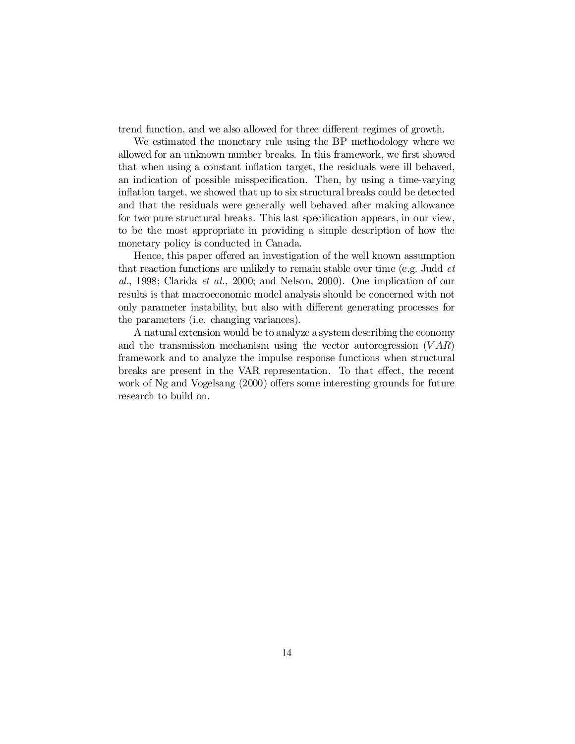trend function, and we also allowed for three different regimes of growth.

We estimated the monetary rule using the BP methodology where we allowed for an unknown number breaks. In this framework, we first showed that when using a constant inflation target, the residuals were ill behaved, an indication of possible misspecification. Then, by using a time-varying inflation target, we showed that up to six structural breaks could be detected and that the residuals were generally well behaved after making allowance for two pure structural breaks. This last specification appears, in our view, to be the most appropriate in providing a simple description of how the monetary policy is conducted in Canada.

Hence, this paper offered an investigation of the well known assumption that reaction functions are unlikely to remain stable over time (e.g. Judd *et al.*, 1998; Clarida *et al.,* 2000; and Nelson, 2000). One implication of our results is that macroeconomic model analysis should be concerned with not only parameter instability, but also with different generating processes for the parameters (i.e. changing variances).

A natural extension would be to analyze a system describing the economy and the transmission mechanism using the vector autoregression ($VAR$) framework and to analyze the impulse response functions when structural breaks are present in the VAR representation. To that effect, the recent work of Ng and Vogelsang (2000) offers some interesting grounds for future research to build on.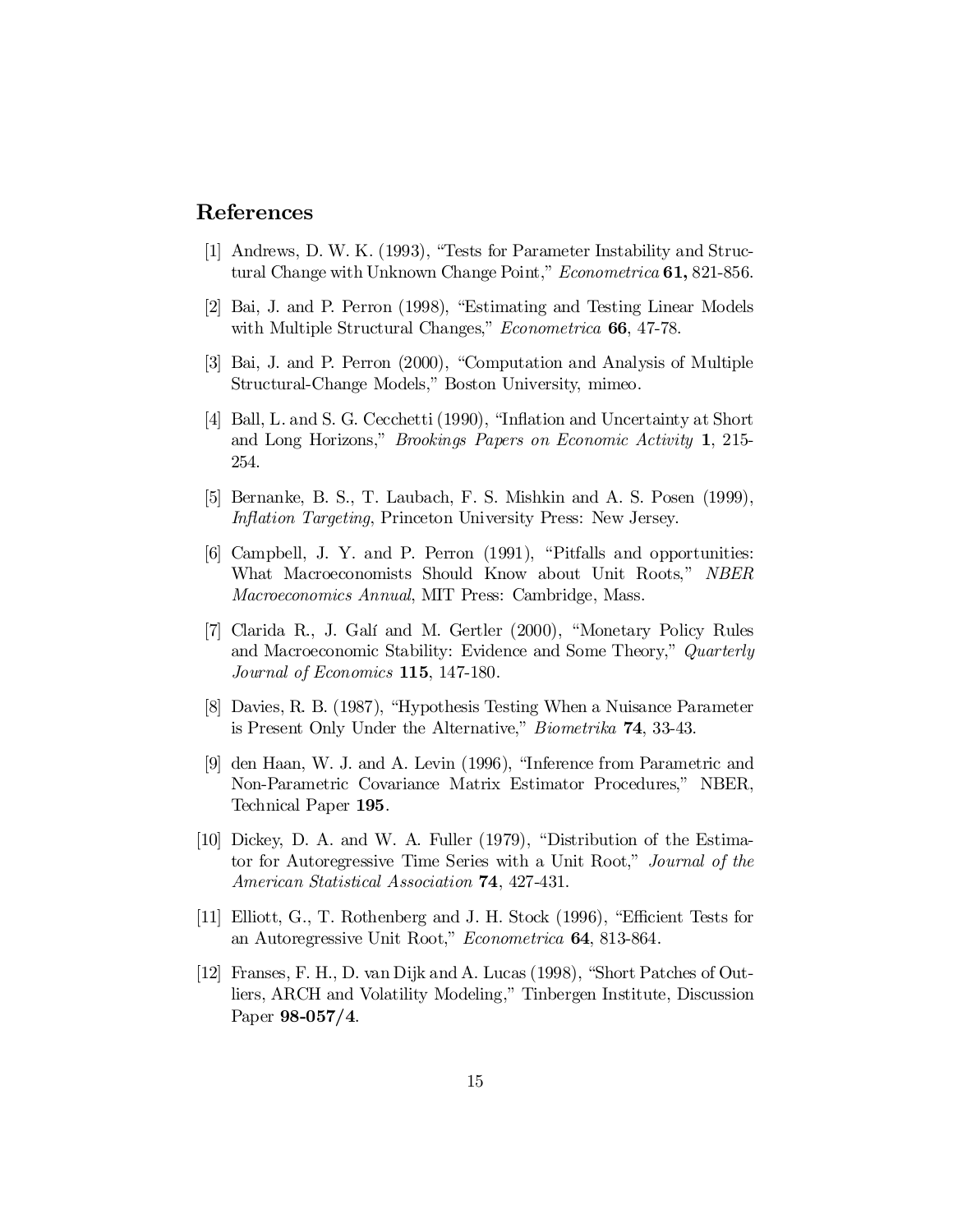## References

[1] Andrews, D. W. K. (1993), "Tests for Parameter Instability and Structural Change with Unknown Change Point," *Econometrica* **61,** 821-856.

[2] Bai, J. and P. Perron (1998), "Estimating and Testing Linear Models with Multiple Structural Changes," *Econometrica* **66**, 47-78.

[3] Bai, J. and P. Perron (2000), "Computation and Analysis of Multiple Structural-Change Models," Boston University, mimeo.

[4] Ball, L. and S. G. Cecchetti (1990), "Inflation and Uncertainty at Short and Long Horizons," *Brookings Papers on Economic Activity* **1**, 215-254.

[5] Bernanke, B. S., T. Laubach, F. S. Mishkin and A. S. Posen (1999), *Inflation Targeting*, Princeton University Press: New Jersey.

[6] Campbell, J. Y. and P. Perron (1991), "Pitfalls and opportunities: What Macroeconomists Should Know about Unit Roots," *NBER Macroeconomics Annual*, MIT Press: Cambridge, Mass.

[7] Clarida R., J. Galí and M. Gertler (2000), "Monetary Policy Rules and Macroeconomic Stability: Evidence and Some Theory," *Quarterly Journal of Economics* **115**, 147-180.

[8] Davies, R. B. (1987), "Hypothesis Testing When a Nuisance Parameter is Present Only Under the Alternative," *Biometrika* **74**, 33-43.

[9] den Haan, W. J. and A. Levin (1996), "Inference from Parametric and Non-Parametric Covariance Matrix Estimator Procedures," NBER, Technical Paper **195**.

[10] Dickey, D. A. and W. A. Fuller (1979), "Distribution of the Estimator for Autoregressive Time Series with a Unit Root," *Journal of the American Statistical Association* **74**, 427-431.

[11] Elliott, G., T. Rothenberg and J. H. Stock (1996), "Efficient Tests for an Autoregressive Unit Root," *Econometrica* **64**, 813-864.

[12] Franses, F. H., D. van Dijk and A. Lucas (1998), "Short Patches of Outliers, ARCH and Volatility Modeling," Tinbergen Institute, Discussion Paper **98-057/4**.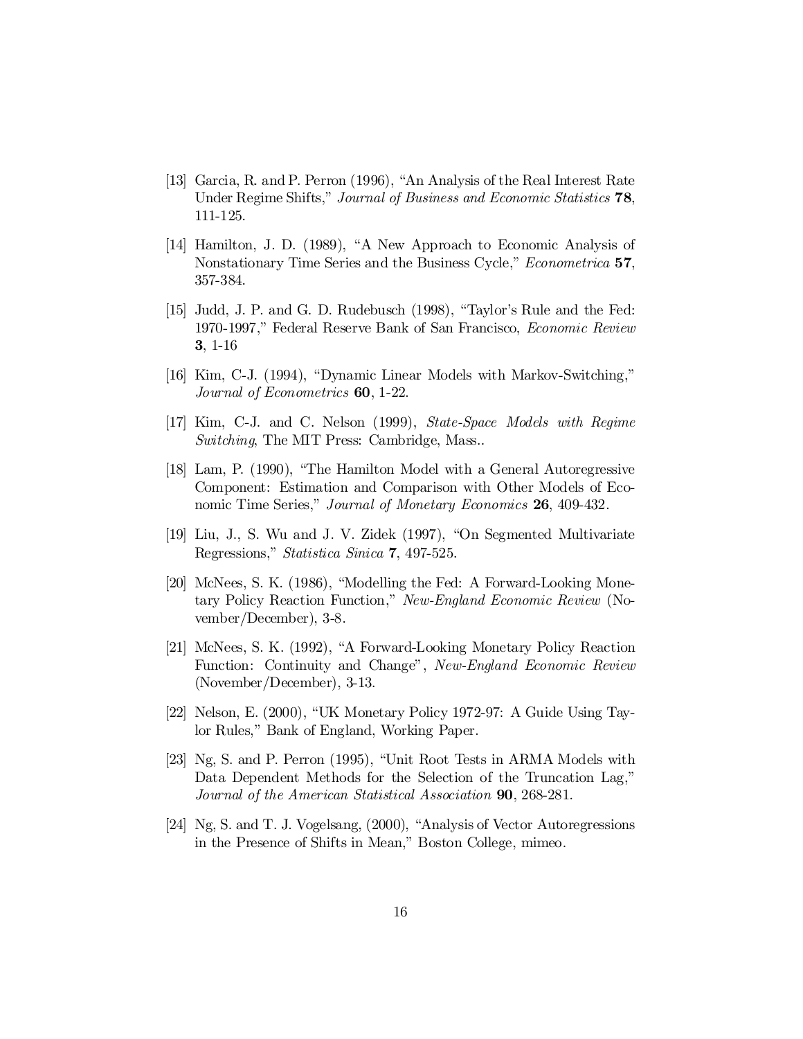[13] Garcia, R. and P. Perron (1996), "An Analysis of the Real Interest Rate Under Regime Shifts," *Journal of Business and Economic Statistics* **78**, 111-125.

[14] Hamilton, J. D. (1989), "A New Approach to Economic Analysis of Nonstationary Time Series and the Business Cycle," *Econometrica* **57**, 357-384.

[15] Judd, J. P. and G. D. Rudebusch (1998), "Taylor's Rule and the Fed: 1970-1997," Federal Reserve Bank of San Francisco, *Economic Review* **3**, 1-16

[16] Kim, C-J. (1994), "Dynamic Linear Models with Markov-Switching," *Journal of Econometrics* **60**, 1-22.

[17] Kim, C-J. and C. Nelson (1999), *State-Space Models with Regime Switching*, The MIT Press: Cambridge, Mass..

[18] Lam, P. (1990), "The Hamilton Model with a General Autoregressive Component: Estimation and Comparison with Other Models of Economic Time Series," *Journal of Monetary Economics* **26**, 409-432.

[19] Liu, J., S. Wu and J. V. Zidek (1997), "On Segmented Multivariate Regressions," *Statistica Sinica* **7**, 497-525.

[20] McNees, S. K. (1986), "Modelling the Fed: A Forward-Looking Monetary Policy Reaction Function," *New-England Economic Review* (November/December), 3-8.

[21] McNees, S. K. (1992), "A Forward-Looking Monetary Policy Reaction Function: Continuity and Change", *New-England Economic Review* (November/December), 3-13.

[22] Nelson, E. (2000), "UK Monetary Policy 1972-97: A Guide Using Taylor Rules," Bank of England, Working Paper.

[23] Ng, S. and P. Perron (1995), "Unit Root Tests in ARMA Models with Data Dependent Methods for the Selection of the Truncation Lag," *Journal of the American Statistical Association* **90**, 268-281.

[24] Ng, S. and T. J. Vogelsang, (2000), "Analysis of Vector Autoregressions in the Presence of Shifts in Mean," Boston College, mimeo.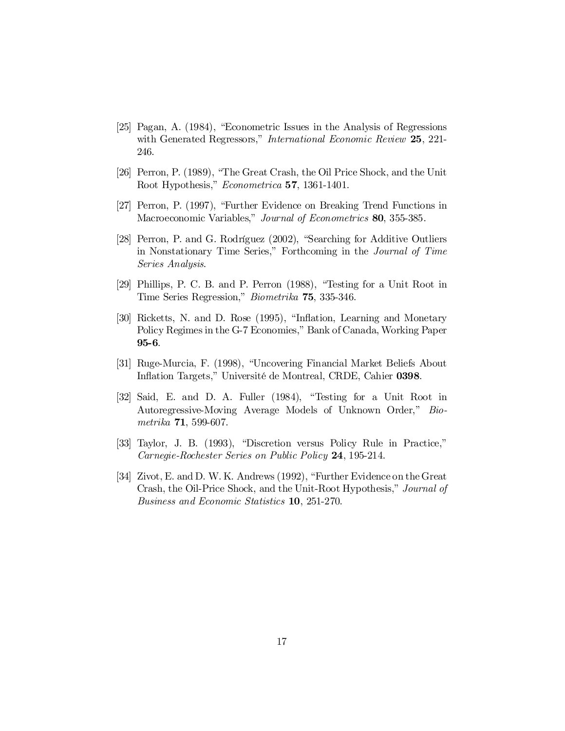[25] Pagan, A. (1984), "Econometric Issues in the Analysis of Regressions with Generated Regressors," *International Economic Review* **25**, 221-246.

[26] Perron, P. (1989), "The Great Crash, the Oil Price Shock, and the Unit Root Hypothesis," *Econometrica* **57**, 1361-1401.

[27] Perron, P. (1997), "Further Evidence on Breaking Trend Functions in Macroeconomic Variables," *Journal of Econometrics* **80**, 355-385.

[28] Perron, P. and G. Rodríguez (2002), "Searching for Additive Outliers in Nonstationary Time Series," Forthcoming in the *Journal of Time Series Analysis*.

[29] Phillips, P. C. B. and P. Perron (1988), "Testing for a Unit Root in Time Series Regression," *Biometrika* **75**, 335-346.

[30] Ricketts, N. and D. Rose (1995), "Inflation, Learning and Monetary Policy Regimes in the G-7 Economies," Bank of Canada, Working Paper **95-6**.

[31] Ruge-Murcia, F. (1998), "Uncovering Financial Market Beliefs About Inflation Targets," Université de Montreal, CRDE, Cahier **0398**.

[32] Said, E. and D. A. Fuller (1984), "Testing for a Unit Root in Autoregressive-Moving Average Models of Unknown Order," *Biometrika* **71**, 599-607.

[33] Taylor, J. B. (1993), "Discretion versus Policy Rule in Practice," *Carnegie-Rochester Series on Public Policy* **24**, 195-214.

[34] Zivot, E. and D. W. K. Andrews (1992), "Further Evidence on the Great Crash, the Oil-Price Shock, and the Unit-Root Hypothesis," *Journal of Business and Economic Statistics* **10**, 251-270.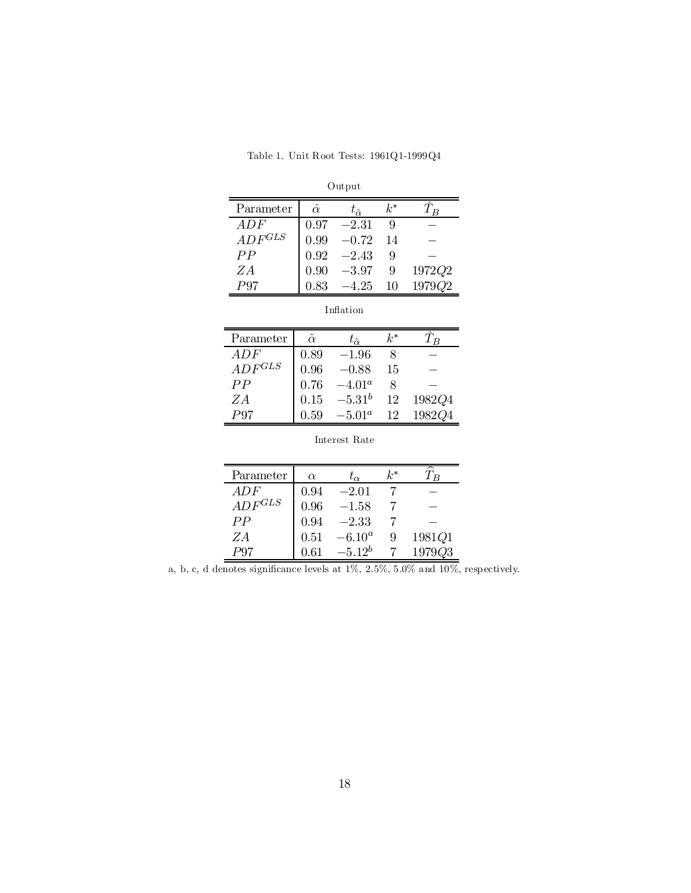Table 1. Unit Root Tests: 1961Q1-1999Q4

Output

| Parameter | $\hat{\alpha}$ | $t_{\hat{\alpha}}$ | $k^*$ | $\hat{T}_B$ |
|---|---|---|---|---|
| $ADF$ | 0.97 | $-2.31$ | 9 | – |
| $ADF^{GLS}$ | 0.99 | $-0.72$ | 14 | – |
| $PP$ | 0.92 | $-2.43$ | 9 | – |
| $ZA$ | 0.90 | $-3.97$ | 9 | $1972Q2$ |
| $P97$ | 0.83 | $-4.25$ | 10 | $1979Q2$ |

Inflation

| Parameter | $\hat{\alpha}$ | $t_{\hat{\alpha}}$ | $k^*$ | $\hat{T}_B$ |
|---|---|---|---|---|
| $ADF$ | 0.89 | $-1.96$ | 8 | – |
| $ADF^{GLS}$ | 0.96 | $-0.88$ | 15 | – |
| $PP$ | 0.76 | $-4.01^a$ | 8 | – |
| $ZA$ | 0.15 | $-5.31^b$ | 12 | $1982Q4$ |
| $P97$ | 0.59 | $-5.01^a$ | 12 | $1982Q4$ |

Interest Rate

| Parameter | $\alpha$ | $t_{\alpha}$ | $k^*$ | $\hat{T}_B$ |
|---|---|---|---|---|
| $ADF$ | 0.94 | $-2.01$ | 7 | – |
| $ADF^{GLS}$ | 0.96 | $-1.58$ | 7 | – |
| $PP$ | 0.94 | $-2.33$ | 7 | – |
| $ZA$ | 0.51 | $-6.10^a$ | 9 | $1981Q1$ |
| $P97$ | 0.61 | $-5.12^b$ | 7 | $1979Q3$ |

a, b, c, d denotes significance levels at 1%, 2.5%, 5.0% and 10%, respectively.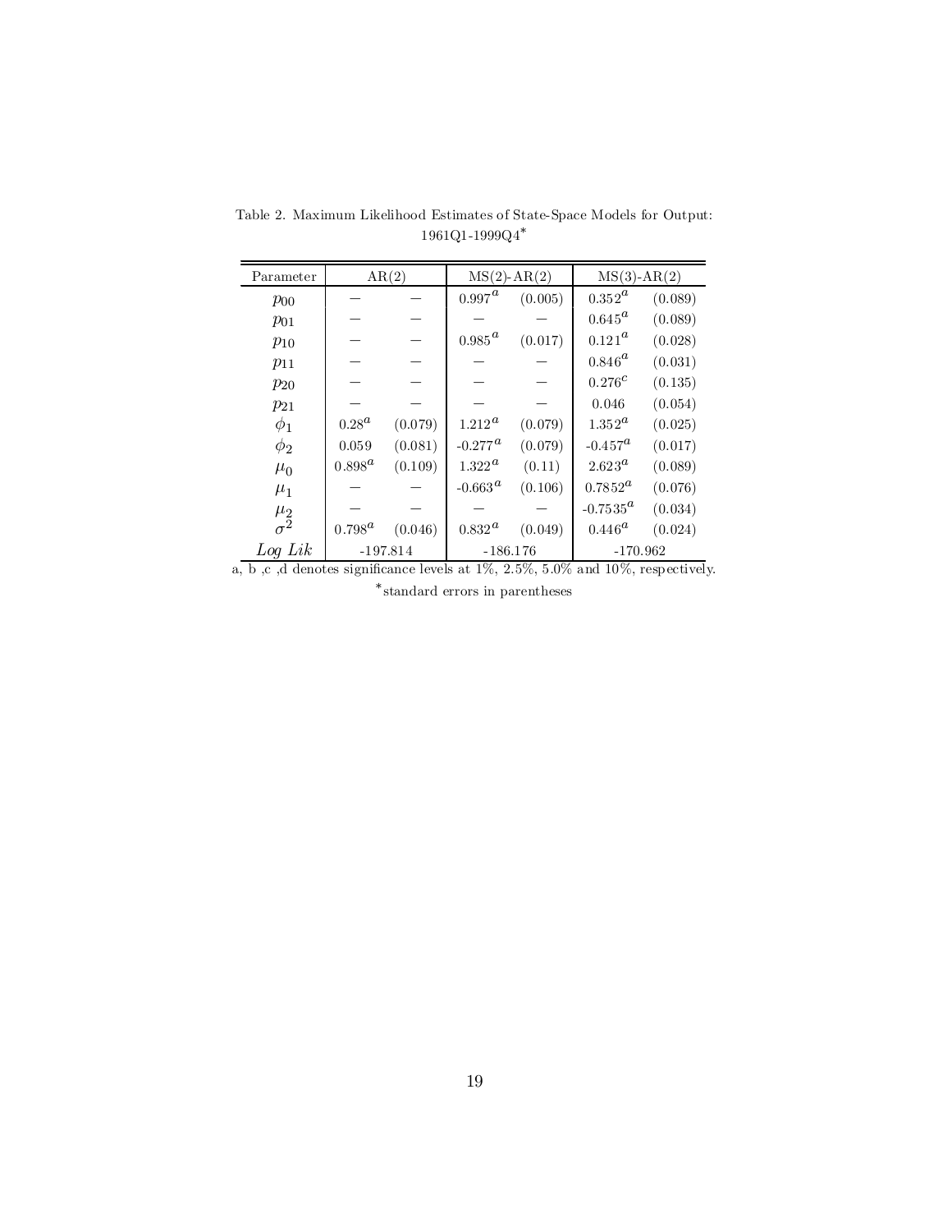Table 2. Maximum Likelihood Estimates of State-Space Models for Output: 1961Q1-1999Q4*

| Parameter | AR(2) | | MS(2)-AR(2) | | MS(3)-AR(2) | |
|---|---|---|---|---|---|---|
| $p_{00}$ | – | – | $0.997^a$ | (0.005) | $0.352^a$ | (0.089) |
| $p_{01}$ | – | – | – | – | $0.645^a$ | (0.089) |
| $p_{10}$ | – | – | $0.985^a$ | (0.017) | $0.121^a$ | (0.028) |
| $p_{11}$ | – | – | – | – | $0.846^a$ | (0.031) |
| $p_{20}$ | – | – | – | – | $0.276^c$ | (0.135) |
| $p_{21}$ | – | – | – | – | 0.046 | (0.054) |
| $\phi_1$ | $0.28^a$ | (0.079) | $1.212^a$ | (0.079) | $1.352^a$ | (0.025) |
| $\phi_2$ | 0.059 | (0.081) | $-0.277^a$ | (0.079) | $-0.457^a$ | (0.017) |
| $\mu_0$ | $0.898^a$ | (0.109) | $1.322^a$ | (0.11) | $2.623^a$ | (0.089) |
| $\mu_1$ | – | – | $-0.663^a$ | (0.106) | $0.7852^a$ | (0.076) |
| $\mu_2$ | – | – | – | – | $-0.7535^a$ | (0.034) |
| $\sigma^2$ | $0.798^a$ | (0.046) | $0.832^a$ | (0.049) | $0.446^a$ | (0.024) |
| *Log Lik* | -197.814 | | -186.176 | | -170.962 | |

a, b ,c ,d denotes significance levels at 1%, 2.5%, 5.0% and 10%, respectively.

*standard errors in parentheses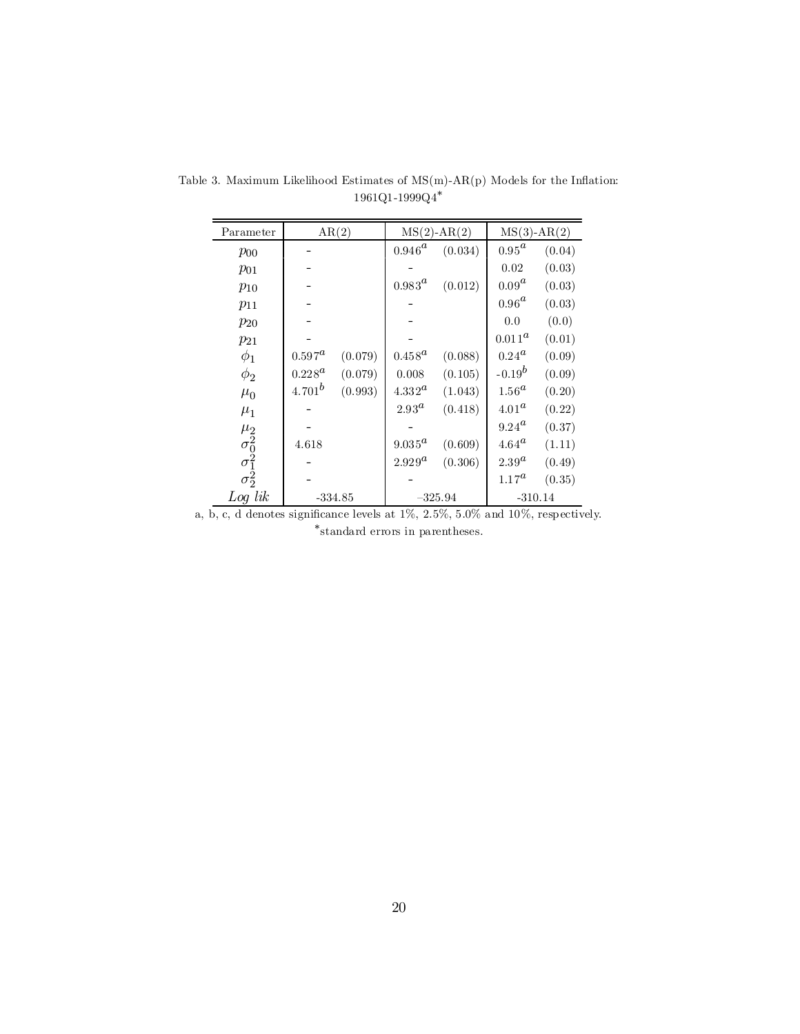Table 3. Maximum Likelihood Estimates of MS(m)-AR(p) Models for the Inflation: 1961Q1-1999Q4*

| Parameter | AR(2) | | MS(2)-AR(2) | | MS(3)-AR(2) | |
|---|---|---|---|---|---|---|
| $p_{00}$ | - | | $0.946^a$ | (0.034) | $0.95^a$ | (0.04) |
| $p_{01}$ | - | | - | | 0.02 | (0.03) |
| $p_{10}$ | - | | $0.983^a$ | (0.012) | $0.09^a$ | (0.03) |
| $p_{11}$ | - | | - | | $0.96^a$ | (0.03) |
| $p_{20}$ | - | | - | | 0.0 | (0.0) |
| $p_{21}$ | - | | - | | $0.011^a$ | (0.01) |
| $\phi_1$ | $0.597^a$ | (0.079) | $0.458^a$ | (0.088) | $0.24^a$ | (0.09) |
| $\phi_2$ | $0.228^a$ | (0.079) | 0.008 | (0.105) | $-0.19^b$ | (0.09) |
| $\mu_0$ | $4.701^b$ | (0.993) | $4.332^a$ | (1.043) | $1.56^a$ | (0.20) |
| $\mu_1$ | - | | $2.93^a$ | (0.418) | $4.01^a$ | (0.22) |
| $\mu_2$ | - | | - | | $9.24^a$ | (0.37) |
| $\sigma_0^2$ | 4.618 | | $9.035^a$ | (0.609) | $4.64^a$ | (1.11) |
| $\sigma_1^2$ | - | | $2.929^a$ | (0.306) | $2.39^a$ | (0.49) |
| $\sigma_2^2$ | - | | - | | $1.17^a$ | (0.35) |
| *Log lik* | -334.85 | | -325.94 | | -310.14 | |

a, b, c, d denotes significance levels at 1%, 2.5%, 5.0% and 10%, respectively.

*standard errors in parentheses.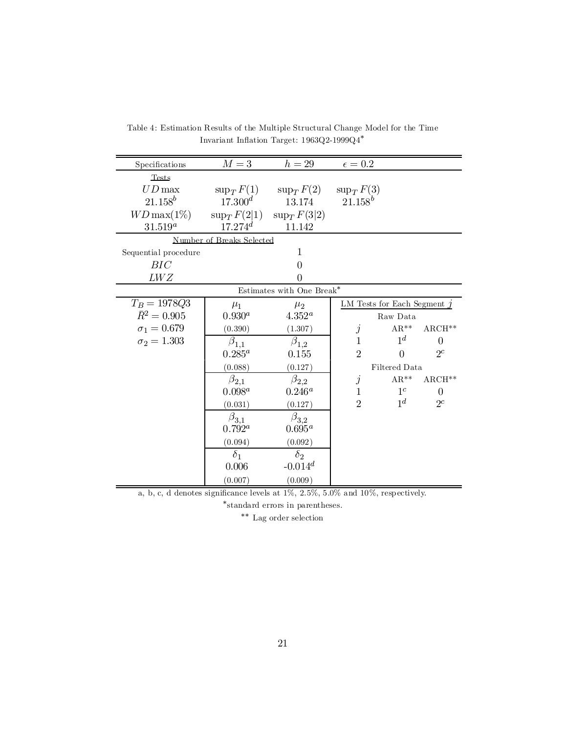Table 4: Estimation Results of the Multiple Structural Change Model for the Time Invariant Inflation Target: 1963Q2-1999Q4*

| Specifications | $M = 3$ | $h = 29$ | $\epsilon = 0.2$ | | |
|---|---|---|---|---|---|
| Tests | | | | | |
| $UD\max$ | $\sup_T F(1)$ | $\sup_T F(2)$ | $\sup_T F(3)$ | | |
| $21.158^b$ | $17.300^d$ | 13.174 | $21.158^b$ | | |
| $WD\max(1\%)$ | $\sup_T F(2\|1)$ | $\sup_T F(3\|2)$ | | | |
| $31.519^a$ | $17.274^d$ | 11.142 | | | |
| Number of Breaks Selected | | | | | |
| Sequential procedure | | 1 | | | |
| $BIC$ | | 0 | | | |
| $LWZ$ | | 0 | | | |
| Estimates with One Break* | | | | | |
| $T_B = 1978Q3$ | $\mu_1$ | $\mu_2$ | LM Tests for Each Segment $j$ | | |
| $\bar{R}^2 = 0.905$ | $0.930^a$ | $4.352^a$ | Raw Data | | |
| $\sigma_1 = 0.679$ | (0.390) | (1.307) | $j$ | AR** | ARCH** |
| $\sigma_2 = 1.303$ | $\beta_{1,1}$ | $\beta_{1,2}$ | 1 | $1^d$ | 0 |
| | $0.285^a$ | 0.155 | 2 | 0 | $2^c$ |
| | (0.088) | (0.127) | Filtered Data | | |
| | $\beta_{2,1}$ | $\beta_{2,2}$ | $j$ | AR** | ARCH** |
| | $0.098^a$ | $0.246^a$ | 1 | $1^c$ | 0 |
| | (0.031) | (0.127) | 2 | $1^d$ | $2^c$ |
| | $\beta_{3,1}$ | $\beta_{3,2}$ | | | |
| | $0.792^a$ | $0.695^a$ | | | |
| | (0.094) | (0.092) | | | |
| | $\delta_1$ | $\delta_2$ | | | |
| | 0.006 | $-0.014^d$ | | | |
| | (0.007) | (0.009) | | | |

a, b, c, d denotes significance levels at 1%, 2.5%, 5.0% and 10%, respectively.

*standard errors in parentheses.

** Lag order selection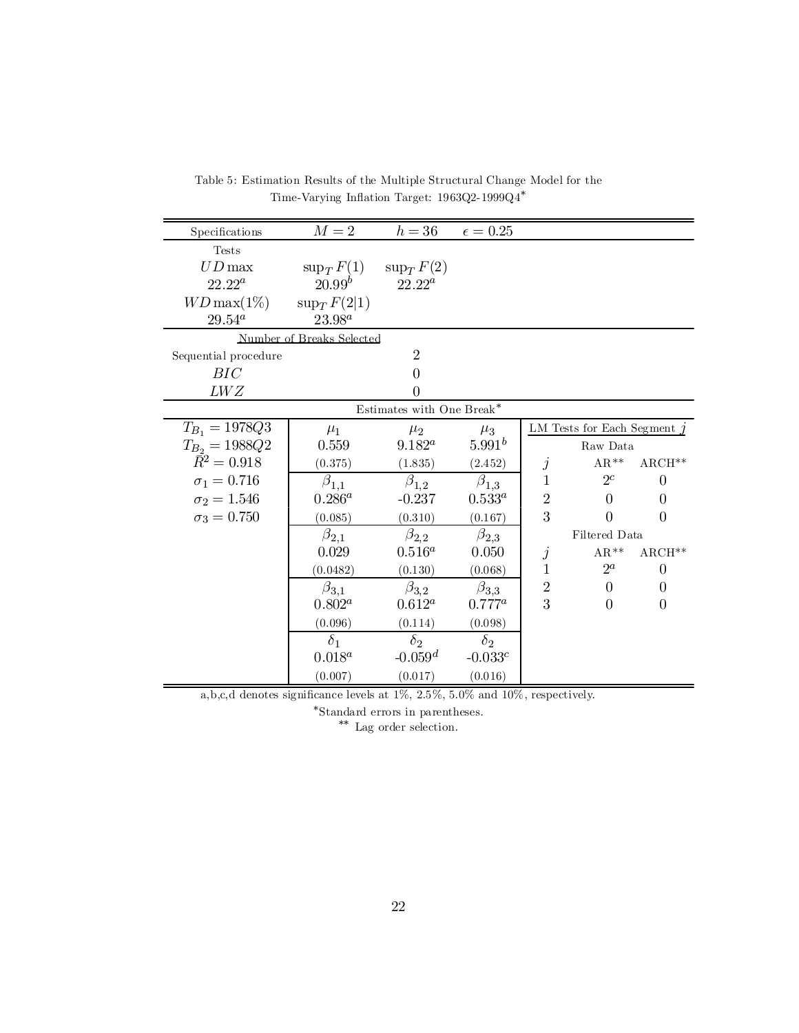Table 5: Estimation Results of the Multiple Structural Change Model for the Time-Varying Inflation Target: 1963Q2-1999Q4*

| Specifications | $M = 2$ | $h = 36$ | $\epsilon = 0.25$ | | | |
|---|---|---|---|---|---|---|
| Tests | | | | | | |
| $UD\max$ | $\sup_T F(1)$ | $\sup_T F(2)$ | | | | |
| $22.22^a$ | $20.99^b$ | $22.22^a$ | | | | |
| $WD\max(1\%)$ | $\sup_T F(2\|1)$ | | | | | |
| $29.54^a$ | $23.98^a$ | | | | | |
| | Number of Breaks Selected | | | | | |
| Sequential procedure | | 2 | | | | |
| $BIC$ | | 0 | | | | |
| $LWZ$ | | 0 | | | | |
| | | Estimates with One Break* | | | | |
| $T_{B_1} = 1978Q3$ | $\mu_1$ | $\mu_2$ | $\mu_3$ | LM Tests for Each Segment $j$ | | |
| $T_{B_2} = 1988Q2$ | 0.559 | $9.182^a$ | $5.991^b$ | | Raw Data | |
| $\bar{R}^2 = 0.918$ | (0.375) | (1.835) | (2.452) | $j$ | AR** | ARCH** |
| $\sigma_1 = 0.716$ | $\beta_{1,1}$ | $\beta_{1,2}$ | $\beta_{1,3}$ | 1 | $2^c$ | 0 |
| $\sigma_2 = 1.546$ | $0.286^a$ | -0.237 | $0.533^a$ | 2 | 0 | 0 |
| $\sigma_3 = 0.750$ | (0.085) | (0.310) | (0.167) | 3 | 0 | 0 |
| | $\beta_{2,1}$ | $\beta_{2,2}$ | $\beta_{2,3}$ | | Filtered Data | |
| | 0.029 | $0.516^a$ | 0.050 | $j$ | AR** | ARCH** |
| | (0.0482) | (0.130) | (0.068) | 1 | $2^a$ | 0 |
| | $\beta_{3,1}$ | $\beta_{3,2}$ | $\beta_{3,3}$ | 2 | 0 | 0 |
| | $0.802^a$ | $0.612^a$ | $0.777^a$ | 3 | 0 | 0 |
| | (0.096) | (0.114) | (0.098) | | | |
| | $\delta_1$ | $\delta_2$ | $\delta_2$ | | | |
| | $0.018^a$ | $-0.059^d$ | $-0.033^c$ | | | |
| | (0.007) | (0.017) | (0.016) | | | |

a,b,c,d denotes significance levels at 1%, 2.5%, 5.0% and 10%, respectively.

*Standard errors in parentheses.

** Lag order selection.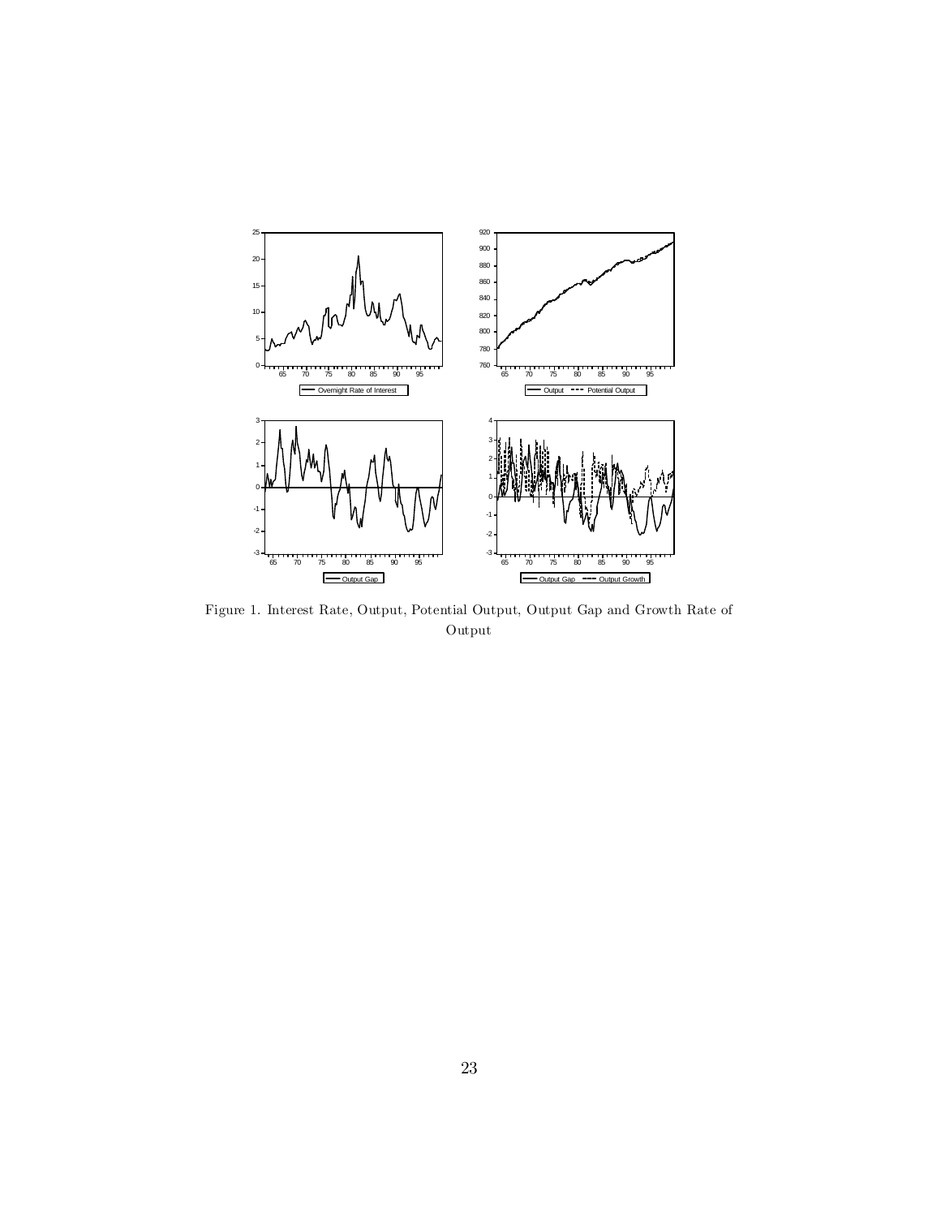Figure 1. Interest Rate, Output, Potential Output, Output Gap and Growth Rate of Output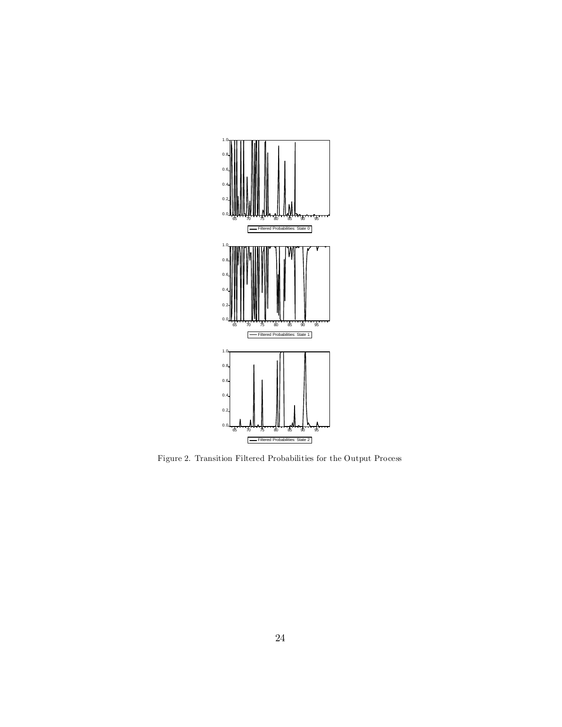Figure 2. Transition Filtered Probabilities for the Output Process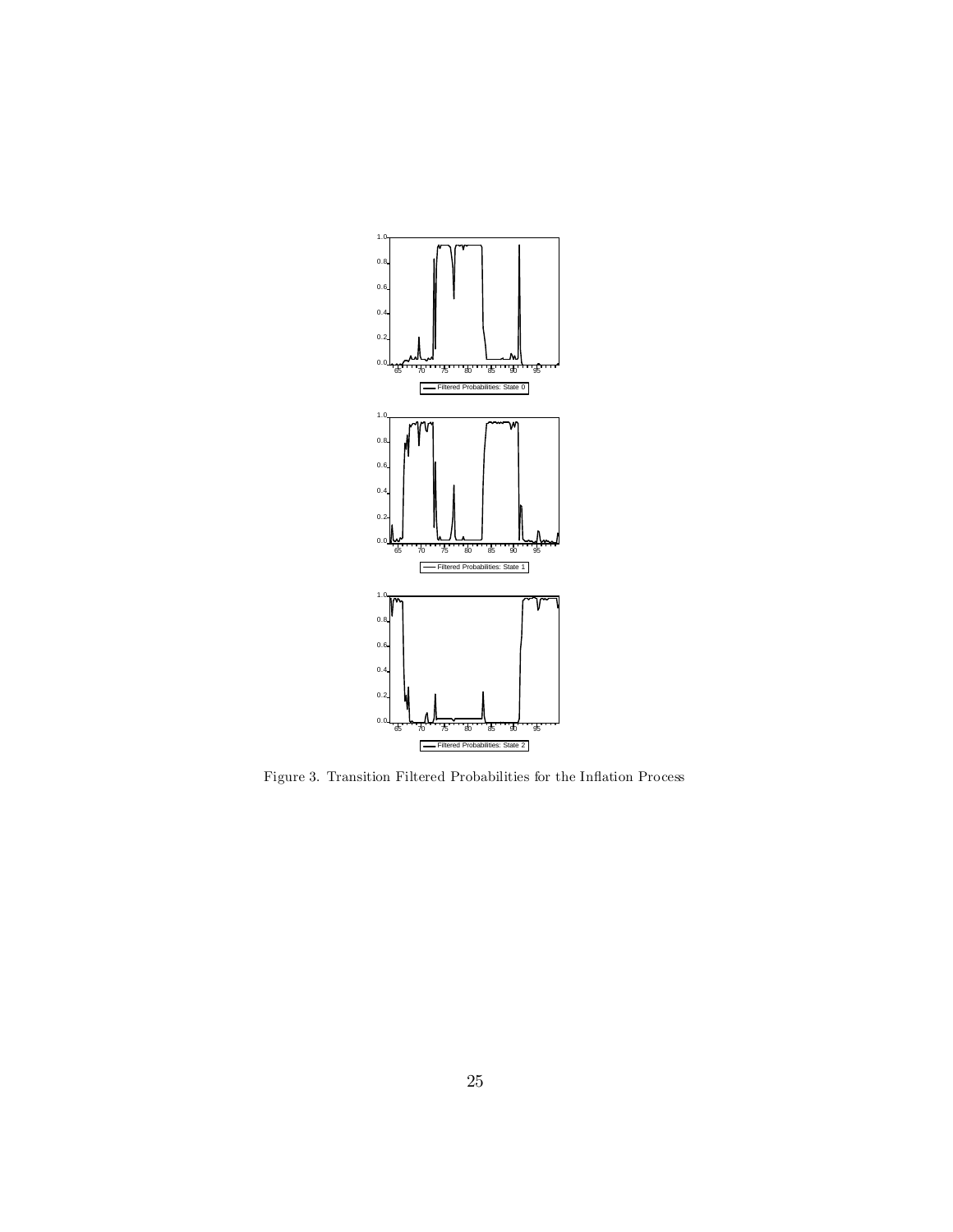1.0
0.8
0.6
0.4
0.2
0.0
65 70 75 80 85 90 95

Filtered Probabilities: State 0

1.0
0.8
0.6
0.4
0.2
0.0
65 70 75 80 85 90 95

Filtered Probabilities: State 1

1.0
0.8
0.6
0.4
0.2
0.0
65 70 75 80 85 90 95

Filtered Probabilities: State 2

Figure 3. Transition Filtered Probabilities for the Inflation Process